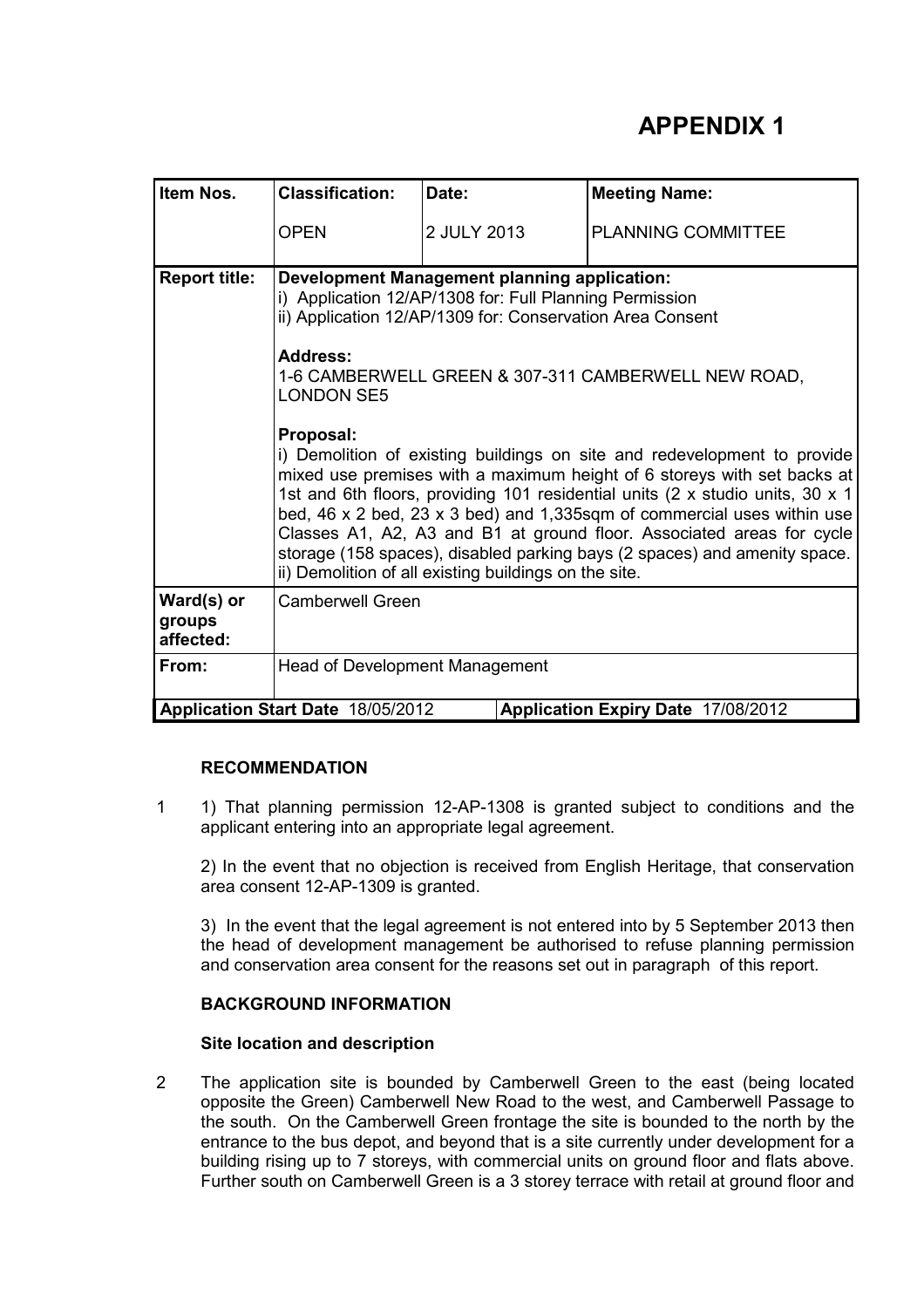# APPENDIX 1

| Item Nos. | Classification: | Date: | Meeting Name: |
|---|---|---|---|
| | OPEN | 2 JULY 2013 | PLANNING COMMITTEE |
| **Report title:** | **Development Management planning application:**<br>i) Application 12/AP/1308 for: Full Planning Permission<br>ii) Application 12/AP/1309 for: Conservation Area Consent<br><br>**Address:**<br>1-6 CAMBERWELL GREEN & 307-311 CAMBERWELL NEW ROAD, LONDON SE5<br><br>**Proposal:**<br>i) Demolition of existing buildings on site and redevelopment to provide mixed use premises with a maximum height of 6 storeys with set backs at 1st and 6th floors, providing 101 residential units (2 x studio units, 30 x 1 bed, 46 x 2 bed, 23 x 3 bed) and 1,335sqm of commercial uses within use Classes A1, A2, A3 and B1 at ground floor. Associated areas for cycle storage (158 spaces), disabled parking bays (2 spaces) and amenity space.<br>ii) Demolition of all existing buildings on the site. | | |
| **Ward(s) or groups affected:** | Camberwell Green | | |
| **From:** | Head of Development Management | | |
| **Application Start Date** 18/05/2012 | | **Application Expiry Date** 17/08/2012 | |

## RECOMMENDATION

1 1) That planning permission 12-AP-1308 is granted subject to conditions and the applicant entering into an appropriate legal agreement.

2) In the event that no objection is received from English Heritage, that conservation area consent 12-AP-1309 is granted.

3) In the event that the legal agreement is not entered into by 5 September 2013 then the head of development management be authorised to refuse planning permission and conservation area consent for the reasons set out in paragraph of this report.

## BACKGROUND INFORMATION

### Site location and description

2 The application site is bounded by Camberwell Green to the east (being located opposite the Green) Camberwell New Road to the west, and Camberwell Passage to the south. On the Camberwell Green frontage the site is bounded to the north by the entrance to the bus depot, and beyond that is a site currently under development for a building rising up to 7 storeys, with commercial units on ground floor and flats above. Further south on Camberwell Green is a 3 storey terrace with retail at ground floor and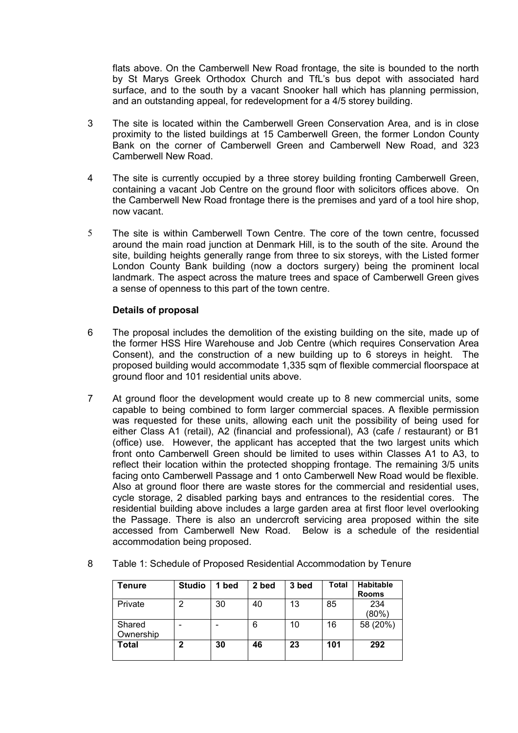flats above. On the Camberwell New Road frontage, the site is bounded to the north by St Marys Greek Orthodox Church and TfL's bus depot with associated hard surface, and to the south by a vacant Snooker hall which has planning permission, and an outstanding appeal, for redevelopment for a 4/5 storey building.

3 The site is located within the Camberwell Green Conservation Area, and is in close proximity to the listed buildings at 15 Camberwell Green, the former London County Bank on the corner of Camberwell Green and Camberwell New Road, and 323 Camberwell New Road.

4 The site is currently occupied by a three storey building fronting Camberwell Green, containing a vacant Job Centre on the ground floor with solicitors offices above. On the Camberwell New Road frontage there is the premises and yard of a tool hire shop, now vacant.

5 The site is within Camberwell Town Centre. The core of the town centre, focussed around the main road junction at Denmark Hill, is to the south of the site. Around the site, building heights generally range from three to six storeys, with the Listed former London County Bank building (now a doctors surgery) being the prominent local landmark. The aspect across the mature trees and space of Camberwell Green gives a sense of openness to this part of the town centre.

**Details of proposal**

6 The proposal includes the demolition of the existing building on the site, made up of the former HSS Hire Warehouse and Job Centre (which requires Conservation Area Consent), and the construction of a new building up to 6 storeys in height. The proposed building would accommodate 1,335 sqm of flexible commercial floorspace at ground floor and 101 residential units above.

7 At ground floor the development would create up to 8 new commercial units, some capable to being combined to form larger commercial spaces. A flexible permission was requested for these units, allowing each unit the possibility of being used for either Class A1 (retail), A2 (financial and professional), A3 (cafe / restaurant) or B1 (office) use. However, the applicant has accepted that the two largest units which front onto Camberwell Green should be limited to uses within Classes A1 to A3, to reflect their location within the protected shopping frontage. The remaining 3/5 units facing onto Camberwell Passage and 1 onto Camberwell New Road would be flexible. Also at ground floor there are waste stores for the commercial and residential uses, cycle storage, 2 disabled parking bays and entrances to the residential cores. The residential building above includes a large garden area at first floor level overlooking the Passage. There is also an undercroft servicing area proposed within the site accessed from Camberwell New Road. Below is a schedule of the residential accommodation being proposed.

8 Table 1: Schedule of Proposed Residential Accommodation by Tenure

| Tenure | Studio | 1 bed | 2 bed | 3 bed | Total | Habitable Rooms |
|---|---|---|---|---|---|---|
| Private | 2 | 30 | 40 | 13 | 85 | 234 (80%) |
| Shared Ownership | - | - | 6 | 10 | 16 | 58 (20%) |
| **Total** | **2** | **30** | **46** | **23** | **101** | **292** |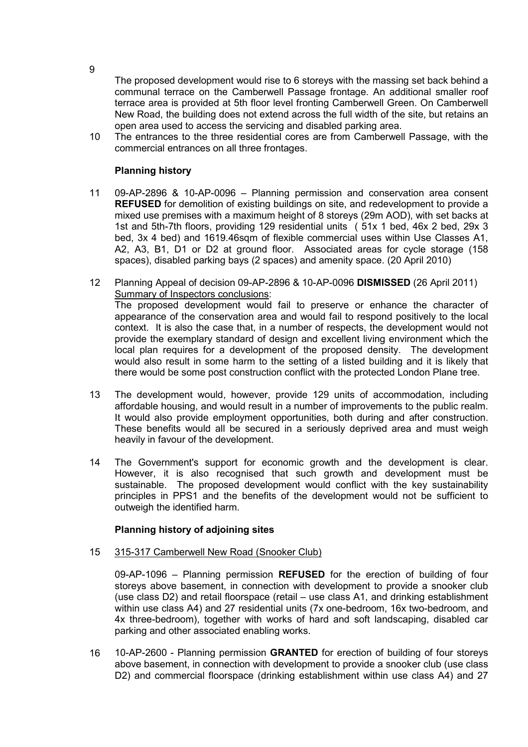9 The proposed development would rise to 6 storeys with the massing set back behind a communal terrace on the Camberwell Passage frontage. An additional smaller roof terrace area is provided at 5th floor level fronting Camberwell Green. On Camberwell New Road, the building does not extend across the full width of the site, but retains an open area used to access the servicing and disabled parking area.

10 The entrances to the three residential cores are from Camberwell Passage, with the commercial entrances on all three frontages.

**Planning history**

11 09-AP-2896 & 10-AP-0096 – Planning permission and conservation area consent **REFUSED** for demolition of existing buildings on site, and redevelopment to provide a mixed use premises with a maximum height of 8 storeys (29m AOD), with set backs at 1st and 5th-7th floors, providing 129 residential units ( 51x 1 bed, 46x 2 bed, 29x 3 bed, 3x 4 bed) and 1619.46sqm of flexible commercial uses within Use Classes A1, A2, A3, B1, D1 or D2 at ground floor. Associated areas for cycle storage (158 spaces), disabled parking bays (2 spaces) and amenity space. (20 April 2010)

12 Planning Appeal of decision 09-AP-2896 & 10-AP-0096 **DISMISSED** (26 April 2011)
Summary of Inspectors conclusions:
The proposed development would fail to preserve or enhance the character of appearance of the conservation area and would fail to respond positively to the local context. It is also the case that, in a number of respects, the development would not provide the exemplary standard of design and excellent living environment which the local plan requires for a development of the proposed density. The development would also result in some harm to the setting of a listed building and it is likely that there would be some post construction conflict with the protected London Plane tree.

13 The development would, however, provide 129 units of accommodation, including affordable housing, and would result in a number of improvements to the public realm. It would also provide employment opportunities, both during and after construction. These benefits would all be secured in a seriously deprived area and must weigh heavily in favour of the development.

14 The Government's support for economic growth and the development is clear. However, it is also recognised that such growth and development must be sustainable. The proposed development would conflict with the key sustainability principles in PPS1 and the benefits of the development would not be sufficient to outweigh the identified harm.

**Planning history of adjoining sites**

15 315-317 Camberwell New Road (Snooker Club)

09-AP-1096 – Planning permission **REFUSED** for the erection of building of four storeys above basement, in connection with development to provide a snooker club (use class D2) and retail floorspace (retail – use class A1, and drinking establishment within use class A4) and 27 residential units (7x one-bedroom, 16x two-bedroom, and 4x three-bedroom), together with works of hard and soft landscaping, disabled car parking and other associated enabling works.

16 10-AP-2600 - Planning permission **GRANTED** for erection of building of four storeys above basement, in connection with development to provide a snooker club (use class D2) and commercial floorspace (drinking establishment within use class A4) and 27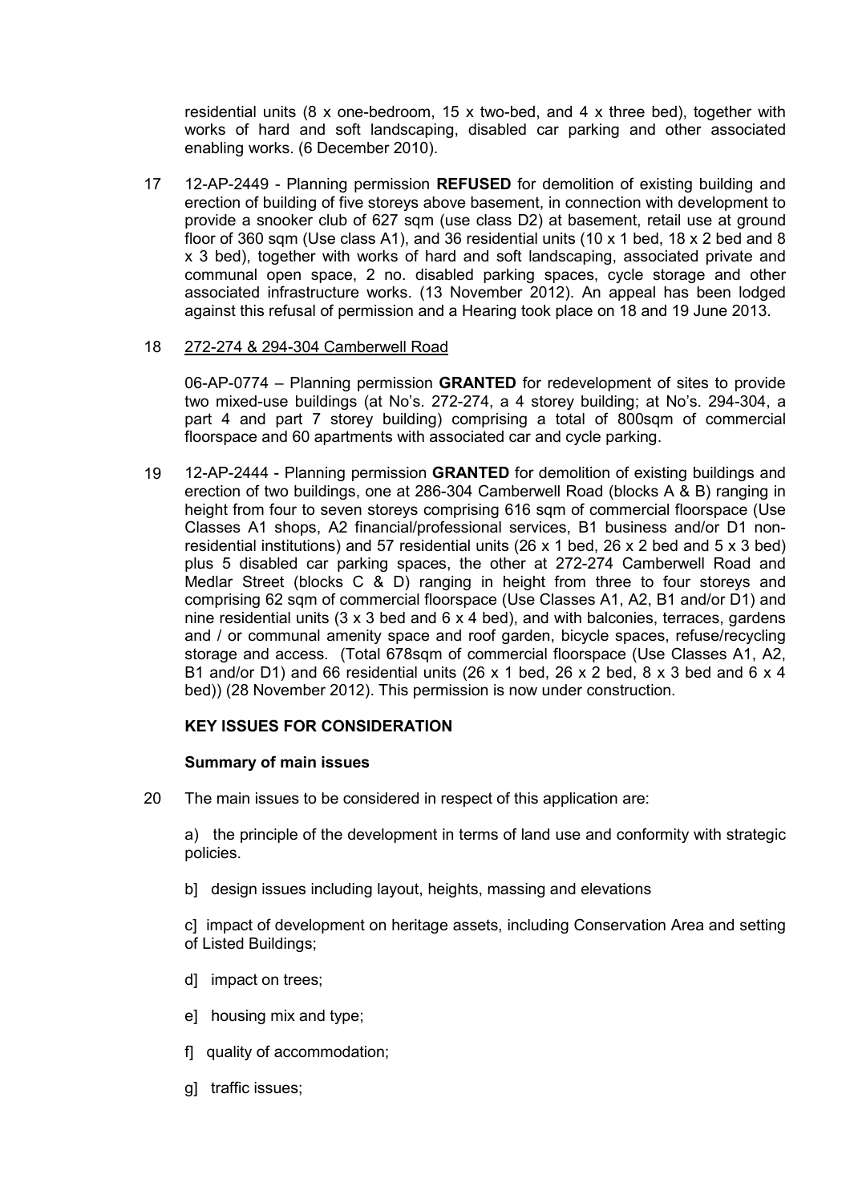residential units (8 x one-bedroom, 15 x two-bed, and 4 x three bed), together with works of hard and soft landscaping, disabled car parking and other associated enabling works. (6 December 2010).

17 12-AP-2449 - Planning permission **REFUSED** for demolition of existing building and erection of building of five storeys above basement, in connection with development to provide a snooker club of 627 sqm (use class D2) at basement, retail use at ground floor of 360 sqm (Use class A1), and 36 residential units (10 x 1 bed, 18 x 2 bed and 8 x 3 bed), together with works of hard and soft landscaping, associated private and communal open space, 2 no. disabled parking spaces, cycle storage and other associated infrastructure works. (13 November 2012). An appeal has been lodged against this refusal of permission and a Hearing took place on 18 and 19 June 2013.

18 272-274 & 294-304 Camberwell Road

06-AP-0774 – Planning permission **GRANTED** for redevelopment of sites to provide two mixed-use buildings (at No's. 272-274, a 4 storey building; at No's. 294-304, a part 4 and part 7 storey building) comprising a total of 800sqm of commercial floorspace and 60 apartments with associated car and cycle parking.

19 12-AP-2444 - Planning permission **GRANTED** for demolition of existing buildings and erection of two buildings, one at 286-304 Camberwell Road (blocks A & B) ranging in height from four to seven storeys comprising 616 sqm of commercial floorspace (Use Classes A1 shops, A2 financial/professional services, B1 business and/or D1 non-residential institutions) and 57 residential units (26 x 1 bed, 26 x 2 bed and 5 x 3 bed) plus 5 disabled car parking spaces, the other at 272-274 Camberwell Road and Medlar Street (blocks C & D) ranging in height from three to four storeys and comprising 62 sqm of commercial floorspace (Use Classes A1, A2, B1 and/or D1) and nine residential units (3 x 3 bed and 6 x 4 bed), and with balconies, terraces, gardens and / or communal amenity space and roof garden, bicycle spaces, refuse/recycling storage and access. (Total 678sqm of commercial floorspace (Use Classes A1, A2, B1 and/or D1) and 66 residential units (26 x 1 bed, 26 x 2 bed, 8 x 3 bed and 6 x 4 bed)) (28 November 2012). This permission is now under construction.

## KEY ISSUES FOR CONSIDERATION

### Summary of main issues

20 The main issues to be considered in respect of this application are:

a) the principle of the development in terms of land use and conformity with strategic policies.

b] design issues including layout, heights, massing and elevations

c] impact of development on heritage assets, including Conservation Area and setting of Listed Buildings;

d] impact on trees;

e] housing mix and type;

f] quality of accommodation;

g] traffic issues;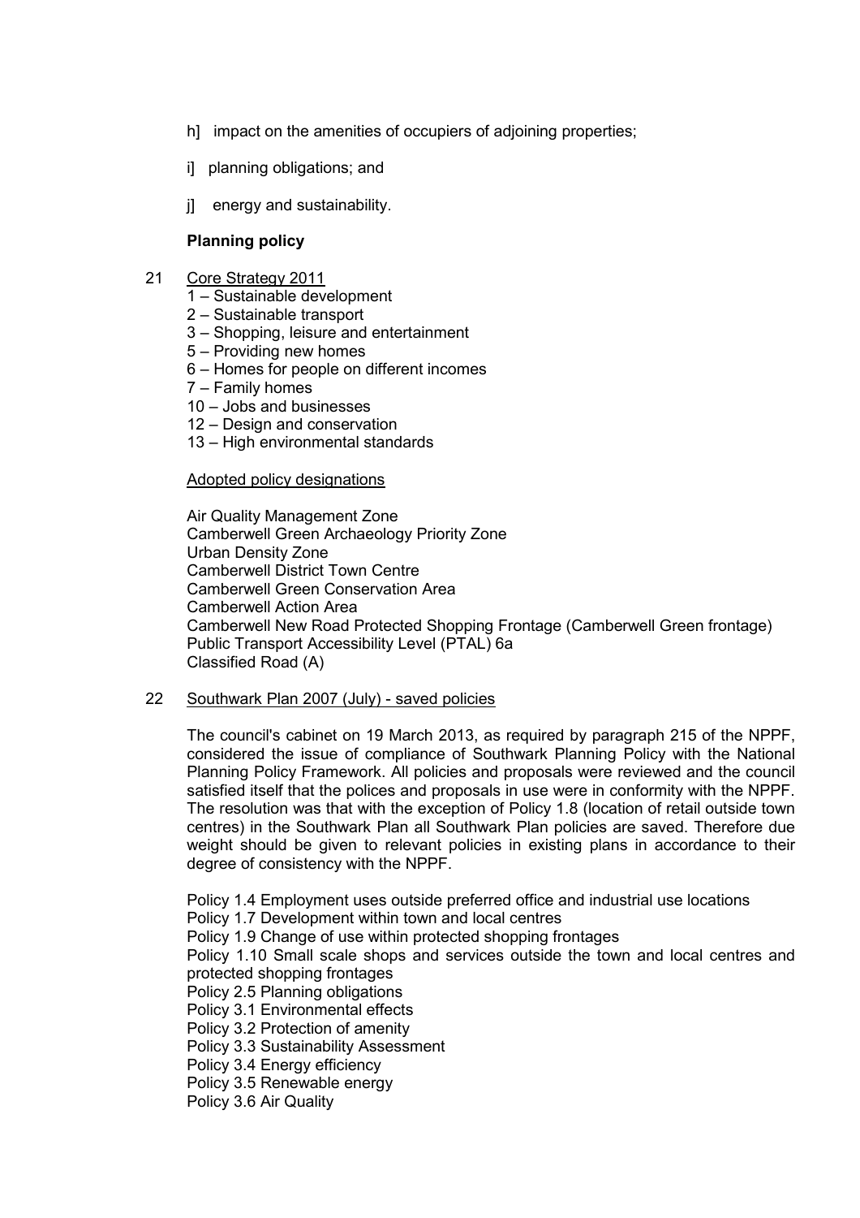h]  impact on the amenities of occupiers of adjoining properties;

i]  planning obligations; and

j]  energy and sustainability.

**Planning policy**

21 Core Strategy 2011

1 – Sustainable development
2 – Sustainable transport
3 – Shopping, leisure and entertainment
5 – Providing new homes
6 – Homes for people on different incomes
7 – Family homes
10 – Jobs and businesses
12 – Design and conservation
13 – High environmental standards

Adopted policy designations

Air Quality Management Zone
Camberwell Green Archaeology Priority Zone
Urban Density Zone
Camberwell District Town Centre
Camberwell Green Conservation Area
Camberwell Action Area
Camberwell New Road Protected Shopping Frontage (Camberwell Green frontage)
Public Transport Accessibility Level (PTAL) 6a
Classified Road (A)

22 Southwark Plan 2007 (July) - saved policies

The council's cabinet on 19 March 2013, as required by paragraph 215 of the NPPF, considered the issue of compliance of Southwark Planning Policy with the National Planning Policy Framework. All policies and proposals were reviewed and the council satisfied itself that the polices and proposals in use were in conformity with the NPPF. The resolution was that with the exception of Policy 1.8 (location of retail outside town centres) in the Southwark Plan all Southwark Plan policies are saved. Therefore due weight should be given to relevant policies in existing plans in accordance to their degree of consistency with the NPPF.

Policy 1.4 Employment uses outside preferred office and industrial use locations
Policy 1.7 Development within town and local centres
Policy 1.9 Change of use within protected shopping frontages
Policy 1.10 Small scale shops and services outside the town and local centres and protected shopping frontages
Policy 2.5 Planning obligations
Policy 3.1 Environmental effects
Policy 3.2 Protection of amenity
Policy 3.3 Sustainability Assessment
Policy 3.4 Energy efficiency
Policy 3.5 Renewable energy
Policy 3.6 Air Quality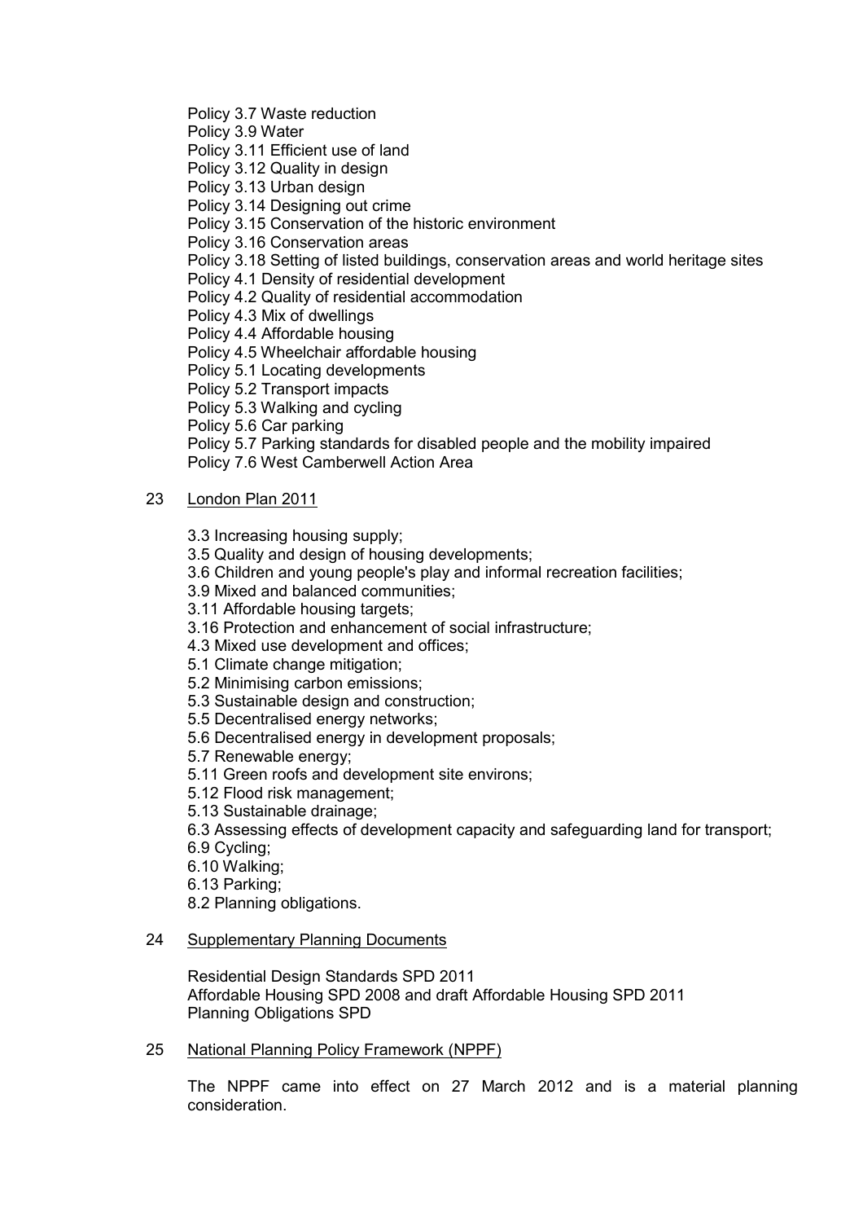Policy 3.7 Waste reduction
Policy 3.9 Water
Policy 3.11 Efficient use of land
Policy 3.12 Quality in design
Policy 3.13 Urban design
Policy 3.14 Designing out crime
Policy 3.15 Conservation of the historic environment
Policy 3.16 Conservation areas
Policy 3.18 Setting of listed buildings, conservation areas and world heritage sites
Policy 4.1 Density of residential development
Policy 4.2 Quality of residential accommodation
Policy 4.3 Mix of dwellings
Policy 4.4 Affordable housing
Policy 4.5 Wheelchair affordable housing
Policy 5.1 Locating developments
Policy 5.2 Transport impacts
Policy 5.3 Walking and cycling
Policy 5.6 Car parking
Policy 5.7 Parking standards for disabled people and the mobility impaired
Policy 7.6 West Camberwell Action Area

23 London Plan 2011

3.3 Increasing housing supply;
3.5 Quality and design of housing developments;
3.6 Children and young people's play and informal recreation facilities;
3.9 Mixed and balanced communities;
3.11 Affordable housing targets;
3.16 Protection and enhancement of social infrastructure;
4.3 Mixed use development and offices;
5.1 Climate change mitigation;
5.2 Minimising carbon emissions;
5.3 Sustainable design and construction;
5.5 Decentralised energy networks;
5.6 Decentralised energy in development proposals;
5.7 Renewable energy;
5.11 Green roofs and development site environs;
5.12 Flood risk management;
5.13 Sustainable drainage;
6.3 Assessing effects of development capacity and safeguarding land for transport;
6.9 Cycling;
6.10 Walking;
6.13 Parking;
8.2 Planning obligations.

24 Supplementary Planning Documents

Residential Design Standards SPD 2011
Affordable Housing SPD 2008 and draft Affordable Housing SPD 2011
Planning Obligations SPD

25 National Planning Policy Framework (NPPF)

The NPPF came into effect on 27 March 2012 and is a material planning consideration.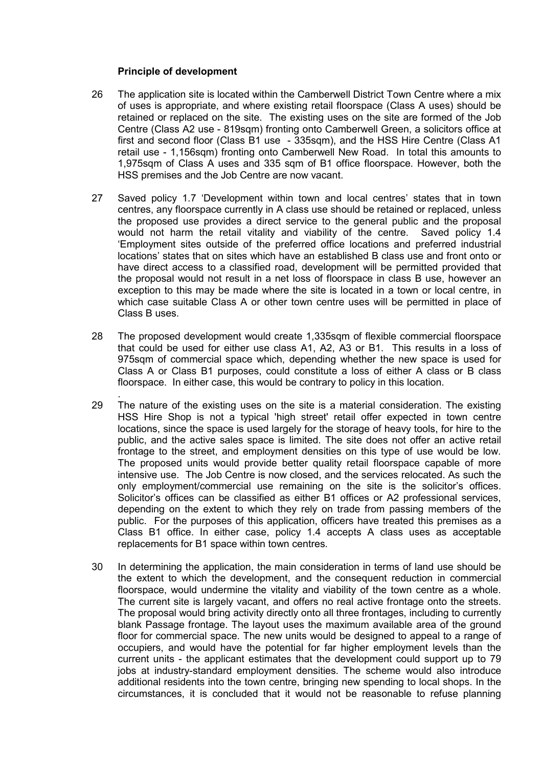### Principle of development

26 The application site is located within the Camberwell District Town Centre where a mix of uses is appropriate, and where existing retail floorspace (Class A uses) should be retained or replaced on the site. The existing uses on the site are formed of the Job Centre (Class A2 use - 819sqm) fronting onto Camberwell Green, a solicitors office at first and second floor (Class B1 use - 335sqm), and the HSS Hire Centre (Class A1 retail use - 1,156sqm) fronting onto Camberwell New Road. In total this amounts to 1,975sqm of Class A uses and 335 sqm of B1 office floorspace. However, both the HSS premises and the Job Centre are now vacant.

27 Saved policy 1.7 'Development within town and local centres' states that in town centres, any floorspace currently in A class use should be retained or replaced, unless the proposed use provides a direct service to the general public and the proposal would not harm the retail vitality and viability of the centre. Saved policy 1.4 'Employment sites outside of the preferred office locations and preferred industrial locations' states that on sites which have an established B class use and front onto or have direct access to a classified road, development will be permitted provided that the proposal would not result in a net loss of floorspace in class B use, however an exception to this may be made where the site is located in a town or local centre, in which case suitable Class A or other town centre uses will be permitted in place of Class B uses.

28 The proposed development would create 1,335sqm of flexible commercial floorspace that could be used for either use class A1, A2, A3 or B1. This results in a loss of 975sqm of commercial space which, depending whether the new space is used for Class A or Class B1 purposes, could constitute a loss of either A class or B class floorspace. In either case, this would be contrary to policy in this location.

29 The nature of the existing uses on the site is a material consideration. The existing HSS Hire Shop is not a typical 'high street' retail offer expected in town centre locations, since the space is used largely for the storage of heavy tools, for hire to the public, and the active sales space is limited. The site does not offer an active retail frontage to the street, and employment densities on this type of use would be low. The proposed units would provide better quality retail floorspace capable of more intensive use. The Job Centre is now closed, and the services relocated. As such the only employment/commercial use remaining on the site is the solicitor's offices. Solicitor's offices can be classified as either B1 offices or A2 professional services, depending on the extent to which they rely on trade from passing members of the public. For the purposes of this application, officers have treated this premises as a Class B1 office. In either case, policy 1.4 accepts A class uses as acceptable replacements for B1 space within town centres.

30 In determining the application, the main consideration in terms of land use should be the extent to which the development, and the consequent reduction in commercial floorspace, would undermine the vitality and viability of the town centre as a whole. The current site is largely vacant, and offers no real active frontage onto the streets. The proposal would bring activity directly onto all three frontages, including to currently blank Passage frontage. The layout uses the maximum available area of the ground floor for commercial space. The new units would be designed to appeal to a range of occupiers, and would have the potential for far higher employment levels than the current units - the applicant estimates that the development could support up to 79 jobs at industry-standard employment densities. The scheme would also introduce additional residents into the town centre, bringing new spending to local shops. In the circumstances, it is concluded that it would not be reasonable to refuse planning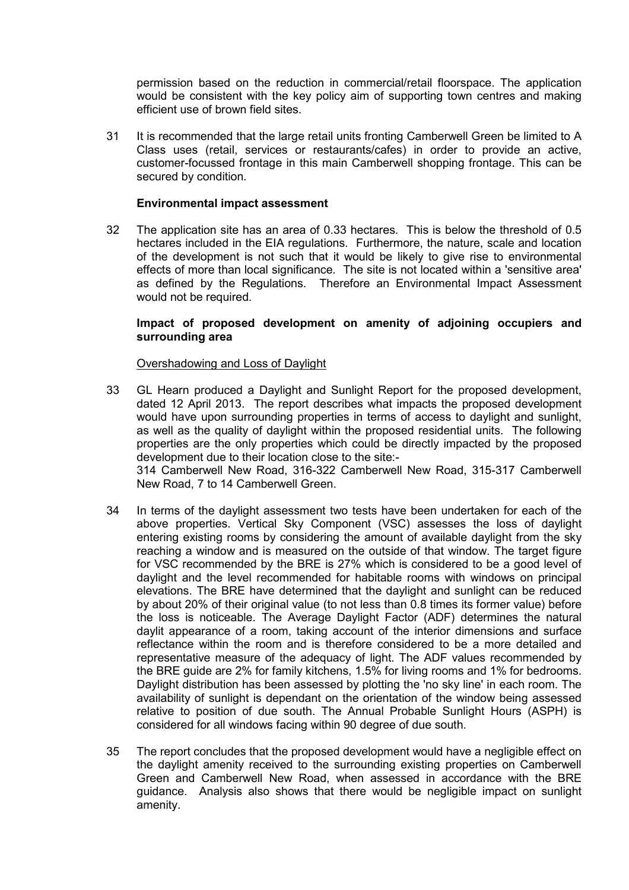permission based on the reduction in commercial/retail floorspace. The application would be consistent with the key policy aim of supporting town centres and making efficient use of brown field sites.

31 It is recommended that the large retail units fronting Camberwell Green be limited to A Class uses (retail, services or restaurants/cafes) in order to provide an active, customer-focussed frontage in this main Camberwell shopping frontage. This can be secured by condition.

**Environmental impact assessment**

32 The application site has an area of 0.33 hectares. This is below the threshold of 0.5 hectares included in the EIA regulations. Furthermore, the nature, scale and location of the development is not such that it would be likely to give rise to environmental effects of more than local significance. The site is not located within a 'sensitive area' as defined by the Regulations. Therefore an Environmental Impact Assessment would not be required.

**Impact of proposed development on amenity of adjoining occupiers and surrounding area**

Overshadowing and Loss of Daylight

33 GL Hearn produced a Daylight and Sunlight Report for the proposed development, dated 12 April 2013. The report describes what impacts the proposed development would have upon surrounding properties in terms of access to daylight and sunlight, as well as the quality of daylight within the proposed residential units. The following properties are the only properties which could be directly impacted by the proposed development due to their location close to the site:-
314 Camberwell New Road, 316-322 Camberwell New Road, 315-317 Camberwell New Road, 7 to 14 Camberwell Green.

34 In terms of the daylight assessment two tests have been undertaken for each of the above properties. Vertical Sky Component (VSC) assesses the loss of daylight entering existing rooms by considering the amount of available daylight from the sky reaching a window and is measured on the outside of that window. The target figure for VSC recommended by the BRE is 27% which is considered to be a good level of daylight and the level recommended for habitable rooms with windows on principal elevations. The BRE have determined that the daylight and sunlight can be reduced by about 20% of their original value (to not less than 0.8 times its former value) before the loss is noticeable. The Average Daylight Factor (ADF) determines the natural daylit appearance of a room, taking account of the interior dimensions and surface reflectance within the room and is therefore considered to be a more detailed and representative measure of the adequacy of light. The ADF values recommended by the BRE guide are 2% for family kitchens, 1.5% for living rooms and 1% for bedrooms. Daylight distribution has been assessed by plotting the 'no sky line' in each room. The availability of sunlight is dependant on the orientation of the window being assessed relative to position of due south. The Annual Probable Sunlight Hours (ASPH) is considered for all windows facing within 90 degree of due south.

35 The report concludes that the proposed development would have a negligible effect on the daylight amenity received to the surrounding existing properties on Camberwell Green and Camberwell New Road, when assessed in accordance with the BRE guidance. Analysis also shows that there would be negligible impact on sunlight amenity.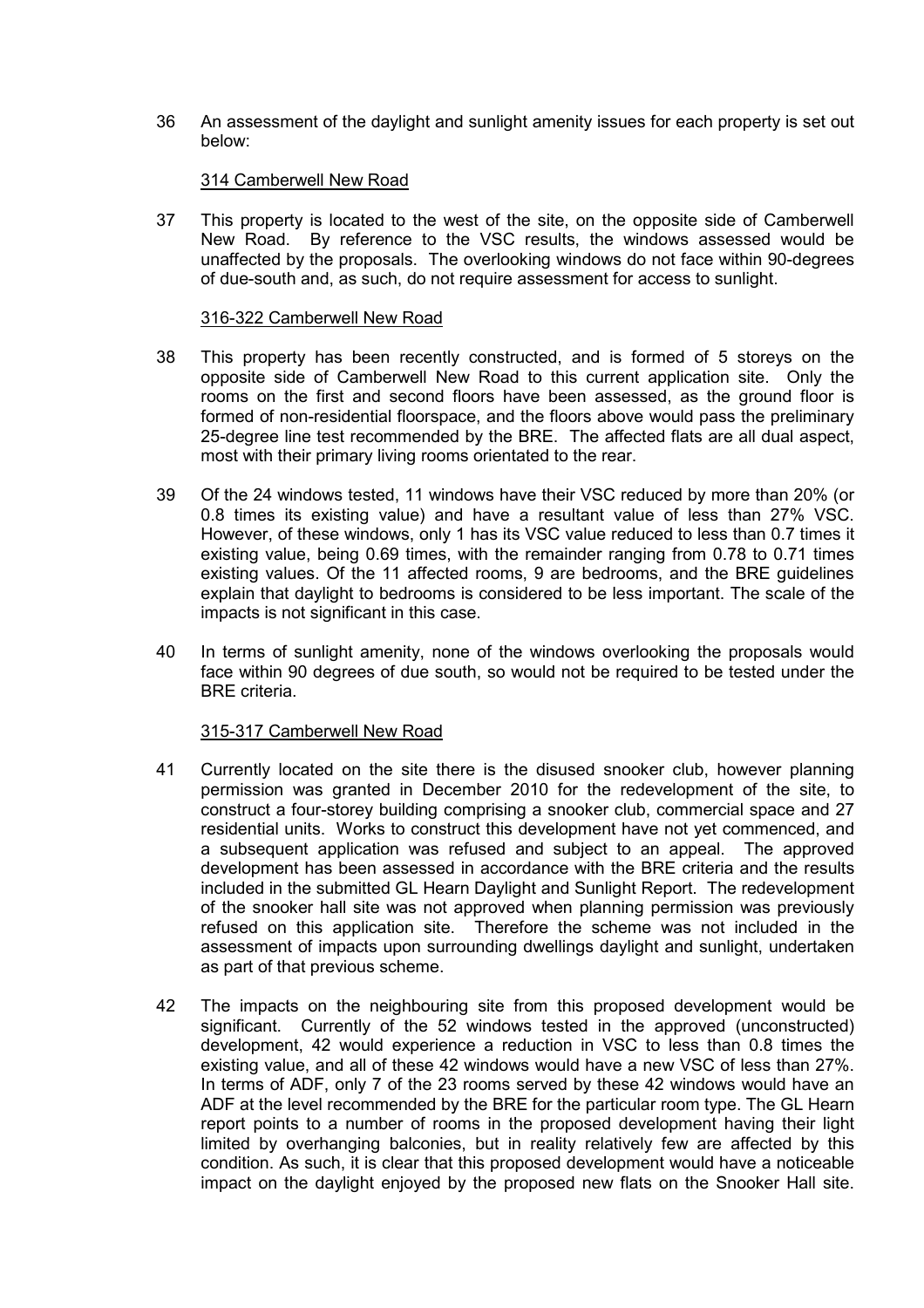36 An assessment of the daylight and sunlight amenity issues for each property is set out below:

314 Camberwell New Road

37 This property is located to the west of the site, on the opposite side of Camberwell New Road. By reference to the VSC results, the windows assessed would be unaffected by the proposals. The overlooking windows do not face within 90-degrees of due-south and, as such, do not require assessment for access to sunlight.

316-322 Camberwell New Road

38 This property has been recently constructed, and is formed of 5 storeys on the opposite side of Camberwell New Road to this current application site. Only the rooms on the first and second floors have been assessed, as the ground floor is formed of non-residential floorspace, and the floors above would pass the preliminary 25-degree line test recommended by the BRE. The affected flats are all dual aspect, most with their primary living rooms orientated to the rear.

39 Of the 24 windows tested, 11 windows have their VSC reduced by more than 20% (or 0.8 times its existing value) and have a resultant value of less than 27% VSC. However, of these windows, only 1 has its VSC value reduced to less than 0.7 times it existing value, being 0.69 times, with the remainder ranging from 0.78 to 0.71 times existing values. Of the 11 affected rooms, 9 are bedrooms, and the BRE guidelines explain that daylight to bedrooms is considered to be less important. The scale of the impacts is not significant in this case.

40 In terms of sunlight amenity, none of the windows overlooking the proposals would face within 90 degrees of due south, so would not be required to be tested under the BRE criteria.

315-317 Camberwell New Road

41 Currently located on the site there is the disused snooker club, however planning permission was granted in December 2010 for the redevelopment of the site, to construct a four-storey building comprising a snooker club, commercial space and 27 residential units. Works to construct this development have not yet commenced, and a subsequent application was refused and subject to an appeal. The approved development has been assessed in accordance with the BRE criteria and the results included in the submitted GL Hearn Daylight and Sunlight Report. The redevelopment of the snooker hall site was not approved when planning permission was previously refused on this application site. Therefore the scheme was not included in the assessment of impacts upon surrounding dwellings daylight and sunlight, undertaken as part of that previous scheme.

42 The impacts on the neighbouring site from this proposed development would be significant. Currently of the 52 windows tested in the approved (unconstructed) development, 42 would experience a reduction in VSC to less than 0.8 times the existing value, and all of these 42 windows would have a new VSC of less than 27%. In terms of ADF, only 7 of the 23 rooms served by these 42 windows would have an ADF at the level recommended by the BRE for the particular room type. The GL Hearn report points to a number of rooms in the proposed development having their light limited by overhanging balconies, but in reality relatively few are affected by this condition. As such, it is clear that this proposed development would have a noticeable impact on the daylight enjoyed by the proposed new flats on the Snooker Hall site.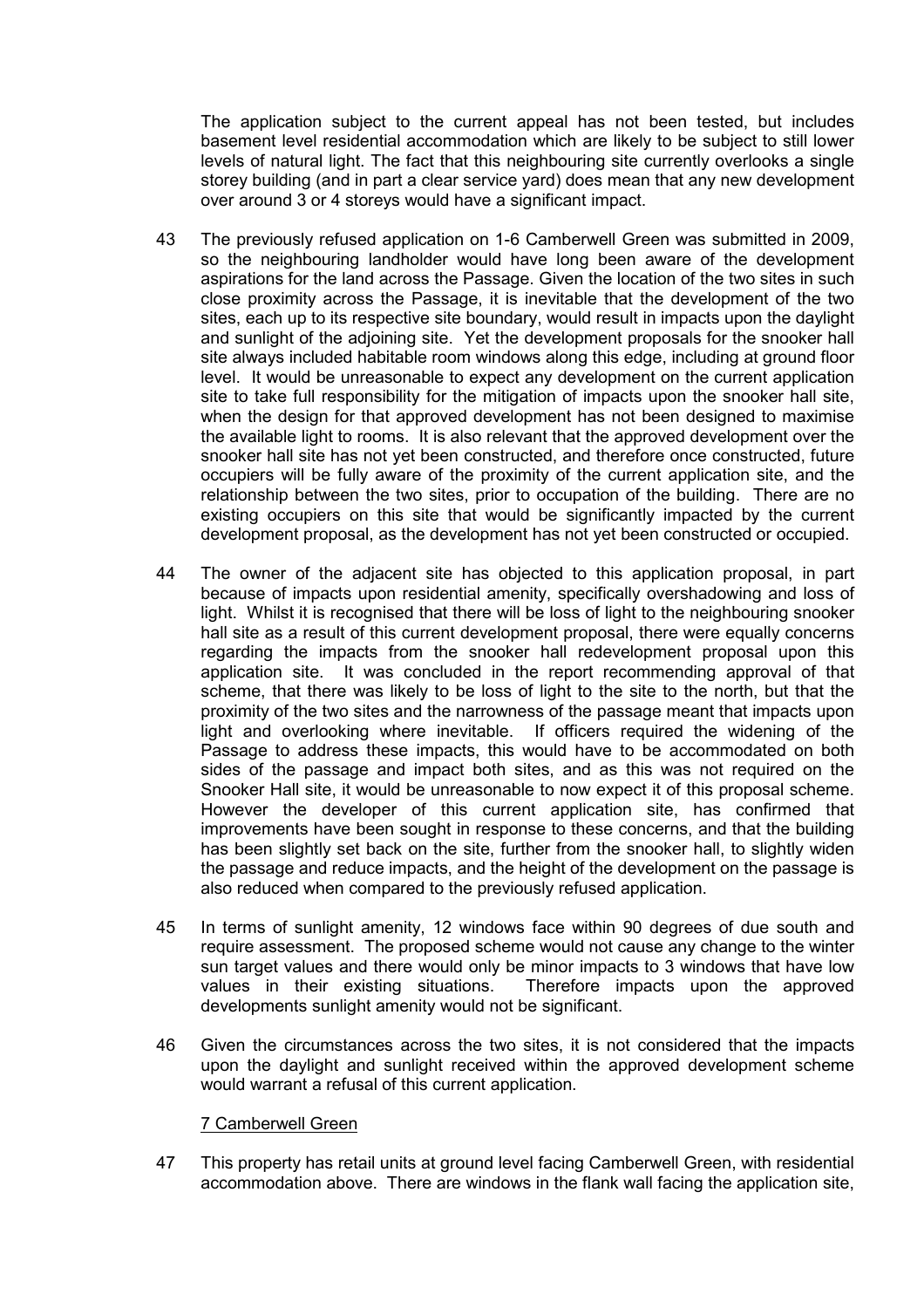The application subject to the current appeal has not been tested, but includes basement level residential accommodation which are likely to be subject to still lower levels of natural light. The fact that this neighbouring site currently overlooks a single storey building (and in part a clear service yard) does mean that any new development over around 3 or 4 storeys would have a significant impact.

43 The previously refused application on 1-6 Camberwell Green was submitted in 2009, so the neighbouring landholder would have long been aware of the development aspirations for the land across the Passage. Given the location of the two sites in such close proximity across the Passage, it is inevitable that the development of the two sites, each up to its respective site boundary, would result in impacts upon the daylight and sunlight of the adjoining site. Yet the development proposals for the snooker hall site always included habitable room windows along this edge, including at ground floor level. It would be unreasonable to expect any development on the current application site to take full responsibility for the mitigation of impacts upon the snooker hall site, when the design for that approved development has not been designed to maximise the available light to rooms. It is also relevant that the approved development over the snooker hall site has not yet been constructed, and therefore once constructed, future occupiers will be fully aware of the proximity of the current application site, and the relationship between the two sites, prior to occupation of the building. There are no existing occupiers on this site that would be significantly impacted by the current development proposal, as the development has not yet been constructed or occupied.

44 The owner of the adjacent site has objected to this application proposal, in part because of impacts upon residential amenity, specifically overshadowing and loss of light. Whilst it is recognised that there will be loss of light to the neighbouring snooker hall site as a result of this current development proposal, there were equally concerns regarding the impacts from the snooker hall redevelopment proposal upon this application site. It was concluded in the report recommending approval of that scheme, that there was likely to be loss of light to the site to the north, but that the proximity of the two sites and the narrowness of the passage meant that impacts upon light and overlooking where inevitable. If officers required the widening of the Passage to address these impacts, this would have to be accommodated on both sides of the passage and impact both sites, and as this was not required on the Snooker Hall site, it would be unreasonable to now expect it of this proposal scheme. However the developer of this current application site, has confirmed that improvements have been sought in response to these concerns, and that the building has been slightly set back on the site, further from the snooker hall, to slightly widen the passage and reduce impacts, and the height of the development on the passage is also reduced when compared to the previously refused application.

45 In terms of sunlight amenity, 12 windows face within 90 degrees of due south and require assessment. The proposed scheme would not cause any change to the winter sun target values and there would only be minor impacts to 3 windows that have low values in their existing situations. Therefore impacts upon the approved developments sunlight amenity would not be significant.

46 Given the circumstances across the two sites, it is not considered that the impacts upon the daylight and sunlight received within the approved development scheme would warrant a refusal of this current application.

7 Camberwell Green

47 This property has retail units at ground level facing Camberwell Green, with residential accommodation above. There are windows in the flank wall facing the application site,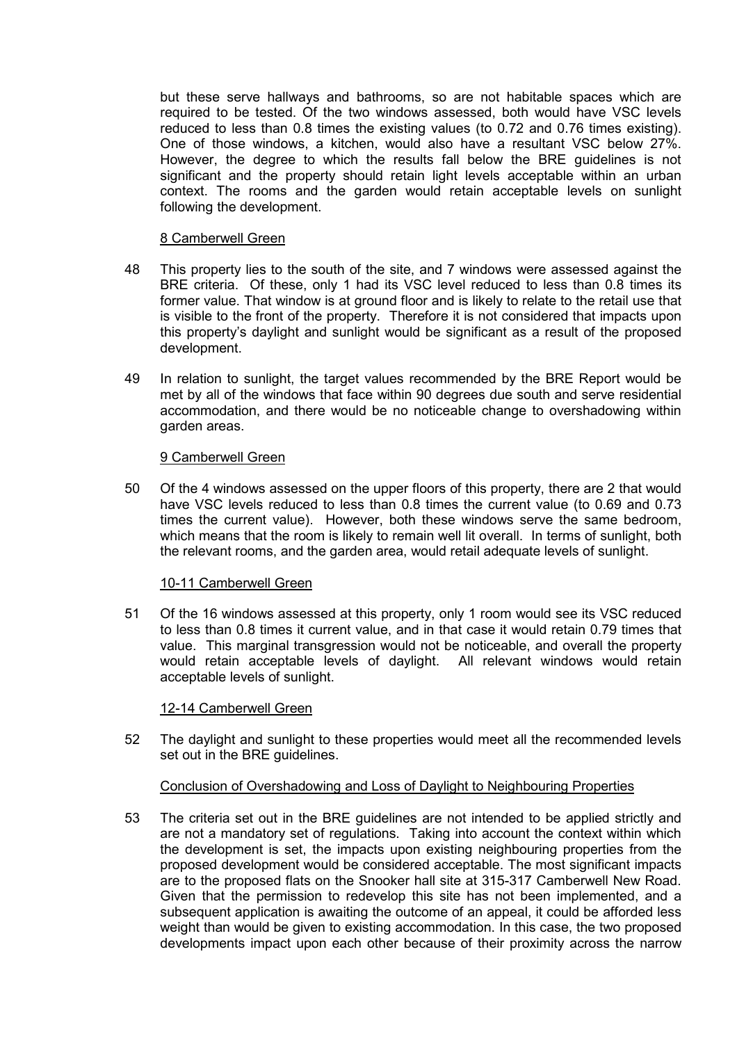but these serve hallways and bathrooms, so are not habitable spaces which are required to be tested. Of the two windows assessed, both would have VSC levels reduced to less than 0.8 times the existing values (to 0.72 and 0.76 times existing). One of those windows, a kitchen, would also have a resultant VSC below 27%. However, the degree to which the results fall below the BRE guidelines is not significant and the property should retain light levels acceptable within an urban context. The rooms and the garden would retain acceptable levels on sunlight following the development.

8 Camberwell Green

48 This property lies to the south of the site, and 7 windows were assessed against the BRE criteria. Of these, only 1 had its VSC level reduced to less than 0.8 times its former value. That window is at ground floor and is likely to relate to the retail use that is visible to the front of the property. Therefore it is not considered that impacts upon this property's daylight and sunlight would be significant as a result of the proposed development.

49 In relation to sunlight, the target values recommended by the BRE Report would be met by all of the windows that face within 90 degrees due south and serve residential accommodation, and there would be no noticeable change to overshadowing within garden areas.

9 Camberwell Green

50 Of the 4 windows assessed on the upper floors of this property, there are 2 that would have VSC levels reduced to less than 0.8 times the current value (to 0.69 and 0.73 times the current value). However, both these windows serve the same bedroom, which means that the room is likely to remain well lit overall. In terms of sunlight, both the relevant rooms, and the garden area, would retail adequate levels of sunlight.

10-11 Camberwell Green

51 Of the 16 windows assessed at this property, only 1 room would see its VSC reduced to less than 0.8 times it current value, and in that case it would retain 0.79 times that value. This marginal transgression would not be noticeable, and overall the property would retain acceptable levels of daylight. All relevant windows would retain acceptable levels of sunlight.

12-14 Camberwell Green

52 The daylight and sunlight to these properties would meet all the recommended levels set out in the BRE guidelines.

Conclusion of Overshadowing and Loss of Daylight to Neighbouring Properties

53 The criteria set out in the BRE guidelines are not intended to be applied strictly and are not a mandatory set of regulations. Taking into account the context within which the development is set, the impacts upon existing neighbouring properties from the proposed development would be considered acceptable. The most significant impacts are to the proposed flats on the Snooker hall site at 315-317 Camberwell New Road. Given that the permission to redevelop this site has not been implemented, and a subsequent application is awaiting the outcome of an appeal, it could be afforded less weight than would be given to existing accommodation. In this case, the two proposed developments impact upon each other because of their proximity across the narrow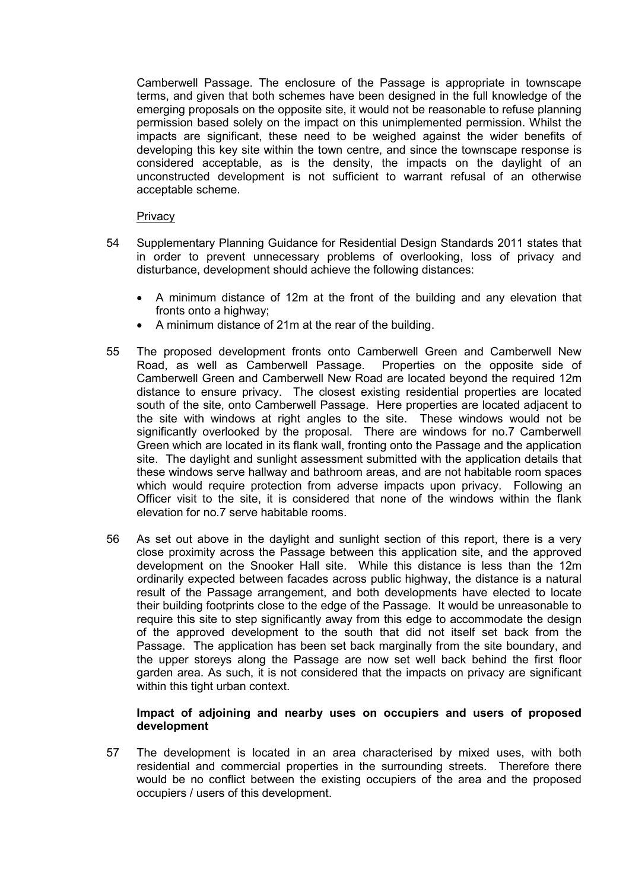Camberwell Passage. The enclosure of the Passage is appropriate in townscape terms, and given that both schemes have been designed in the full knowledge of the emerging proposals on the opposite site, it would not be reasonable to refuse planning permission based solely on the impact on this unimplemented permission. Whilst the impacts are significant, these need to be weighed against the wider benefits of developing this key site within the town centre, and since the townscape response is considered acceptable, as is the density, the impacts on the daylight of an unconstructed development is not sufficient to warrant refusal of an otherwise acceptable scheme.

Privacy

54 Supplementary Planning Guidance for Residential Design Standards 2011 states that in order to prevent unnecessary problems of overlooking, loss of privacy and disturbance, development should achieve the following distances:

- A minimum distance of 12m at the front of the building and any elevation that fronts onto a highway;
- A minimum distance of 21m at the rear of the building.

55 The proposed development fronts onto Camberwell Green and Camberwell New Road, as well as Camberwell Passage. Properties on the opposite side of Camberwell Green and Camberwell New Road are located beyond the required 12m distance to ensure privacy. The closest existing residential properties are located south of the site, onto Camberwell Passage. Here properties are located adjacent to the site with windows at right angles to the site. These windows would not be significantly overlooked by the proposal. There are windows for no.7 Camberwell Green which are located in its flank wall, fronting onto the Passage and the application site. The daylight and sunlight assessment submitted with the application details that these windows serve hallway and bathroom areas, and are not habitable room spaces which would require protection from adverse impacts upon privacy. Following an Officer visit to the site, it is considered that none of the windows within the flank elevation for no.7 serve habitable rooms.

56 As set out above in the daylight and sunlight section of this report, there is a very close proximity across the Passage between this application site, and the approved development on the Snooker Hall site. While this distance is less than the 12m ordinarily expected between facades across public highway, the distance is a natural result of the Passage arrangement, and both developments have elected to locate their building footprints close to the edge of the Passage. It would be unreasonable to require this site to step significantly away from this edge to accommodate the design of the approved development to the south that did not itself set back from the Passage. The application has been set back marginally from the site boundary, and the upper storeys along the Passage are now set well back behind the first floor garden area. As such, it is not considered that the impacts on privacy are significant within this tight urban context.

**Impact of adjoining and nearby uses on occupiers and users of proposed development**

57 The development is located in an area characterised by mixed uses, with both residential and commercial properties in the surrounding streets. Therefore there would be no conflict between the existing occupiers of the area and the proposed occupiers / users of this development.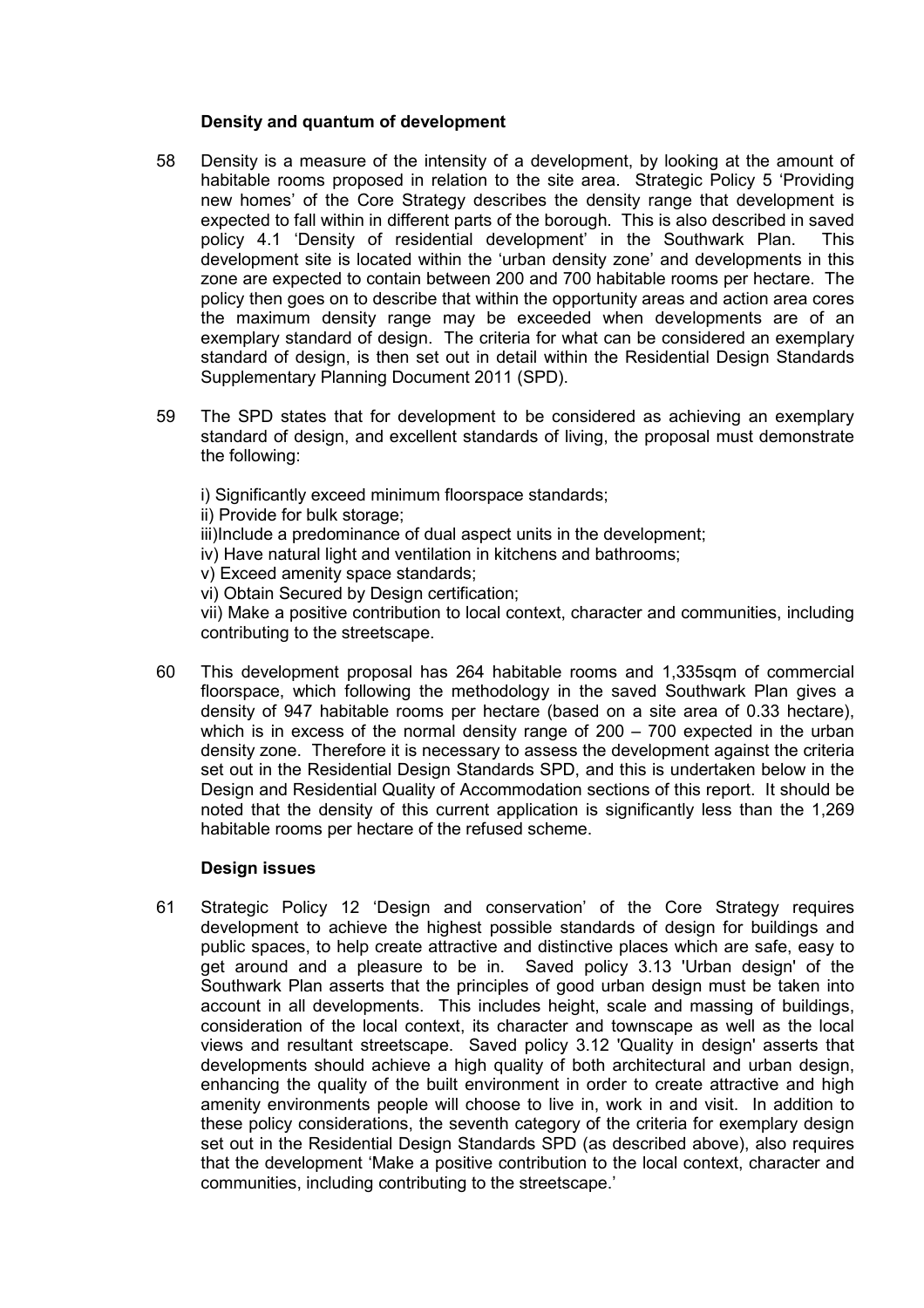**Density and quantum of development**

58 Density is a measure of the intensity of a development, by looking at the amount of habitable rooms proposed in relation to the site area. Strategic Policy 5 'Providing new homes' of the Core Strategy describes the density range that development is expected to fall within in different parts of the borough. This is also described in saved policy 4.1 'Density of residential development' in the Southwark Plan. This development site is located within the 'urban density zone' and developments in this zone are expected to contain between 200 and 700 habitable rooms per hectare. The policy then goes on to describe that within the opportunity areas and action area cores the maximum density range may be exceeded when developments are of an exemplary standard of design. The criteria for what can be considered an exemplary standard of design, is then set out in detail within the Residential Design Standards Supplementary Planning Document 2011 (SPD).

59 The SPD states that for development to be considered as achieving an exemplary standard of design, and excellent standards of living, the proposal must demonstrate the following:

i) Significantly exceed minimum floorspace standards;
ii) Provide for bulk storage;
iii)Include a predominance of dual aspect units in the development;
iv) Have natural light and ventilation in kitchens and bathrooms;
v) Exceed amenity space standards;
vi) Obtain Secured by Design certification;
vii) Make a positive contribution to local context, character and communities, including contributing to the streetscape.

60 This development proposal has 264 habitable rooms and 1,335sqm of commercial floorspace, which following the methodology in the saved Southwark Plan gives a density of 947 habitable rooms per hectare (based on a site area of 0.33 hectare), which is in excess of the normal density range of 200 – 700 expected in the urban density zone. Therefore it is necessary to assess the development against the criteria set out in the Residential Design Standards SPD, and this is undertaken below in the Design and Residential Quality of Accommodation sections of this report. It should be noted that the density of this current application is significantly less than the 1,269 habitable rooms per hectare of the refused scheme.

**Design issues**

61 Strategic Policy 12 'Design and conservation' of the Core Strategy requires development to achieve the highest possible standards of design for buildings and public spaces, to help create attractive and distinctive places which are safe, easy to get around and a pleasure to be in. Saved policy 3.13 'Urban design' of the Southwark Plan asserts that the principles of good urban design must be taken into account in all developments. This includes height, scale and massing of buildings, consideration of the local context, its character and townscape as well as the local views and resultant streetscape. Saved policy 3.12 'Quality in design' asserts that developments should achieve a high quality of both architectural and urban design, enhancing the quality of the built environment in order to create attractive and high amenity environments people will choose to live in, work in and visit. In addition to these policy considerations, the seventh category of the criteria for exemplary design set out in the Residential Design Standards SPD (as described above), also requires that the development 'Make a positive contribution to the local context, character and communities, including contributing to the streetscape.'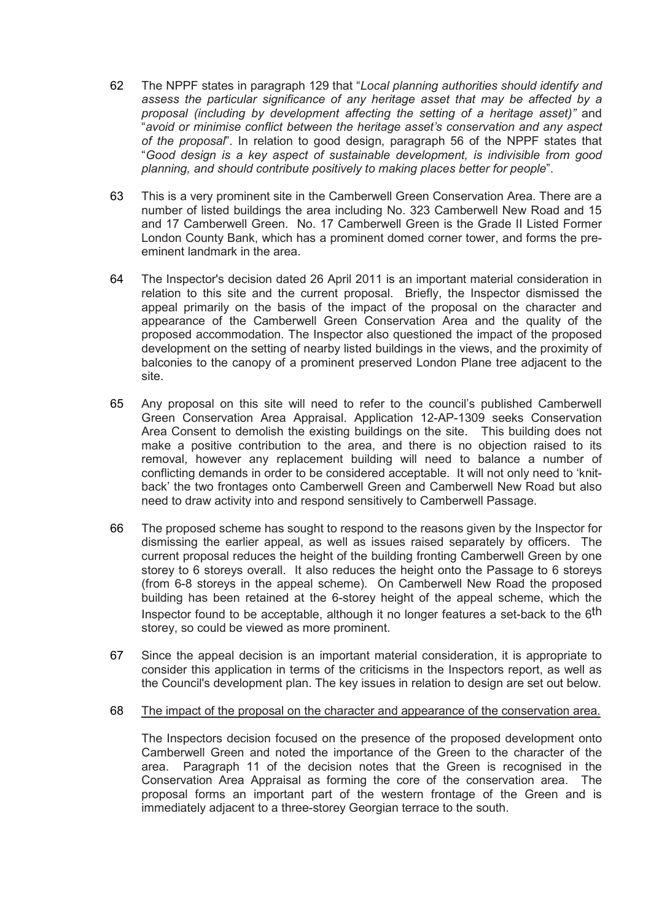62 The NPPF states in paragraph 129 that "*Local planning authorities should identify and assess the particular significance of any heritage asset that may be affected by a proposal (including by development affecting the setting of a heritage asset)"* and "*avoid or minimise conflict between the heritage asset's conservation and any aspect of the proposal*". In relation to good design, paragraph 56 of the NPPF states that "*Good design is a key aspect of sustainable development, is indivisible from good planning, and should contribute positively to making places better for people*".

63 This is a very prominent site in the Camberwell Green Conservation Area. There are a number of listed buildings the area including No. 323 Camberwell New Road and 15 and 17 Camberwell Green. No. 17 Camberwell Green is the Grade II Listed Former London County Bank, which has a prominent domed corner tower, and forms the pre-eminent landmark in the area.

64 The Inspector's decision dated 26 April 2011 is an important material consideration in relation to this site and the current proposal. Briefly, the Inspector dismissed the appeal primarily on the basis of the impact of the proposal on the character and appearance of the Camberwell Green Conservation Area and the quality of the proposed accommodation. The Inspector also questioned the impact of the proposed development on the setting of nearby listed buildings in the views, and the proximity of balconies to the canopy of a prominent preserved London Plane tree adjacent to the site.

65 Any proposal on this site will need to refer to the council's published Camberwell Green Conservation Area Appraisal. Application 12-AP-1309 seeks Conservation Area Consent to demolish the existing buildings on the site. This building does not make a positive contribution to the area, and there is no objection raised to its removal, however any replacement building will need to balance a number of conflicting demands in order to be considered acceptable. It will not only need to 'knit-back' the two frontages onto Camberwell Green and Camberwell New Road but also need to draw activity into and respond sensitively to Camberwell Passage.

66 The proposed scheme has sought to respond to the reasons given by the Inspector for dismissing the earlier appeal, as well as issues raised separately by officers. The current proposal reduces the height of the building fronting Camberwell Green by one storey to 6 storeys overall. It also reduces the height onto the Passage to 6 storeys (from 6-8 storeys in the appeal scheme). On Camberwell New Road the proposed building has been retained at the 6-storey height of the appeal scheme, which the Inspector found to be acceptable, although it no longer features a set-back to the 6th storey, so could be viewed as more prominent.

67 Since the appeal decision is an important material consideration, it is appropriate to consider this application in terms of the criticisms in the Inspectors report, as well as the Council's development plan. The key issues in relation to design are set out below.

68 The impact of the proposal on the character and appearance of the conservation area.

The Inspectors decision focused on the presence of the proposed development onto Camberwell Green and noted the importance of the Green to the character of the area. Paragraph 11 of the decision notes that the Green is recognised in the Conservation Area Appraisal as forming the core of the conservation area. The proposal forms an important part of the western frontage of the Green and is immediately adjacent to a three-storey Georgian terrace to the south.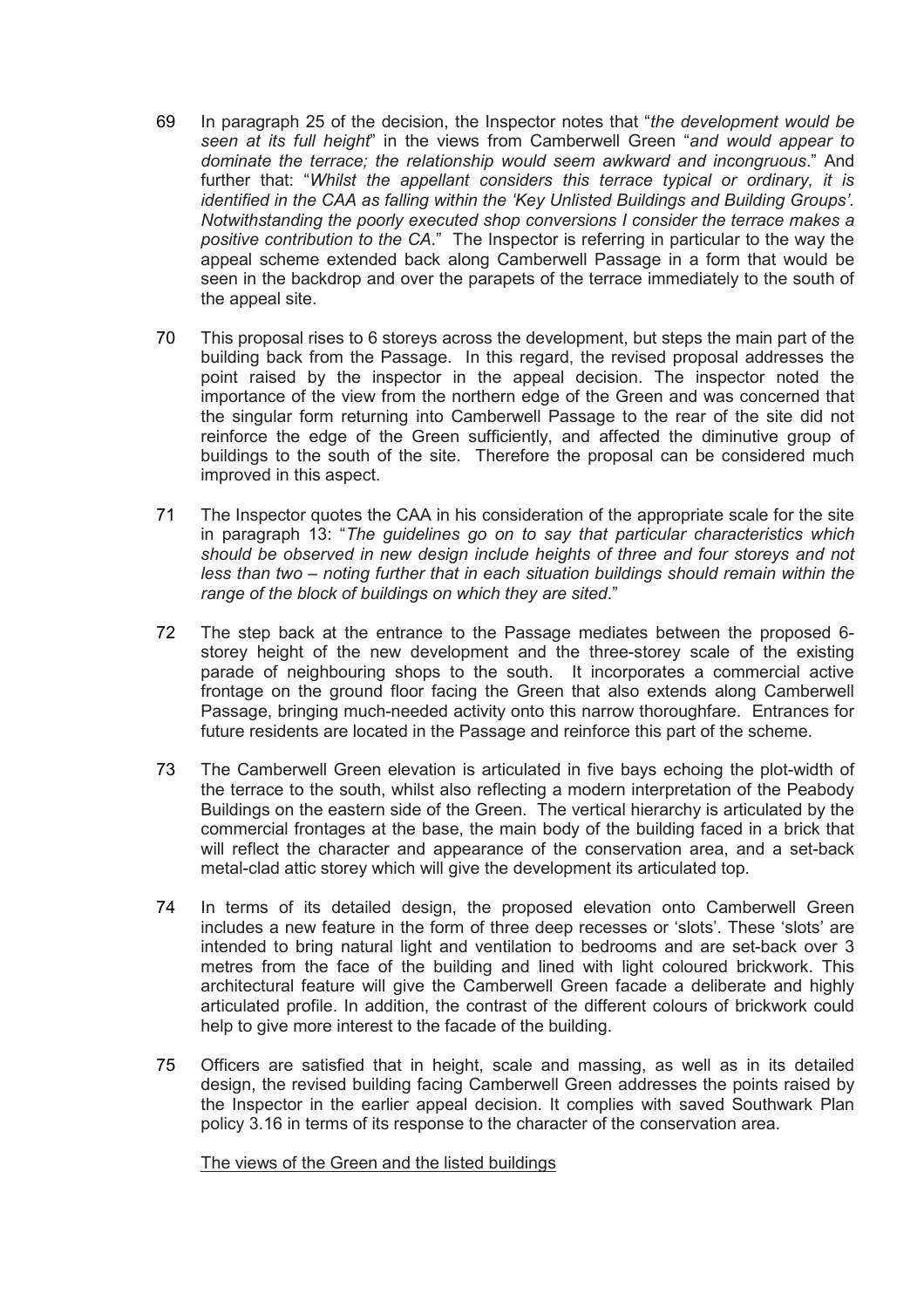69 In paragraph 25 of the decision, the Inspector notes that "*the development would be seen at its full height*" in the views from Camberwell Green "*and would appear to dominate the terrace; the relationship would seem awkward and incongruous*." And further that: "*Whilst the appellant considers this terrace typical or ordinary, it is identified in the CAA as falling within the 'Key Unlisted Buildings and Building Groups'. Notwithstanding the poorly executed shop conversions I consider the terrace makes a positive contribution to the CA*." The Inspector is referring in particular to the way the appeal scheme extended back along Camberwell Passage in a form that would be seen in the backdrop and over the parapets of the terrace immediately to the south of the appeal site.

70 This proposal rises to 6 storeys across the development, but steps the main part of the building back from the Passage. In this regard, the revised proposal addresses the point raised by the inspector in the appeal decision. The inspector noted the importance of the view from the northern edge of the Green and was concerned that the singular form returning into Camberwell Passage to the rear of the site did not reinforce the edge of the Green sufficiently, and affected the diminutive group of buildings to the south of the site. Therefore the proposal can be considered much improved in this aspect.

71 The Inspector quotes the CAA in his consideration of the appropriate scale for the site in paragraph 13: "*The guidelines go on to say that particular characteristics which should be observed in new design include heights of three and four storeys and not less than two – noting further that in each situation buildings should remain within the range of the block of buildings on which they are sited*."

72 The step back at the entrance to the Passage mediates between the proposed 6-storey height of the new development and the three-storey scale of the existing parade of neighbouring shops to the south. It incorporates a commercial active frontage on the ground floor facing the Green that also extends along Camberwell Passage, bringing much-needed activity onto this narrow thoroughfare. Entrances for future residents are located in the Passage and reinforce this part of the scheme.

73 The Camberwell Green elevation is articulated in five bays echoing the plot-width of the terrace to the south, whilst also reflecting a modern interpretation of the Peabody Buildings on the eastern side of the Green. The vertical hierarchy is articulated by the commercial frontages at the base, the main body of the building faced in a brick that will reflect the character and appearance of the conservation area, and a set-back metal-clad attic storey which will give the development its articulated top.

74 In terms of its detailed design, the proposed elevation onto Camberwell Green includes a new feature in the form of three deep recesses or 'slots'. These 'slots' are intended to bring natural light and ventilation to bedrooms and are set-back over 3 metres from the face of the building and lined with light coloured brickwork. This architectural feature will give the Camberwell Green facade a deliberate and highly articulated profile. In addition, the contrast of the different colours of brickwork could help to give more interest to the facade of the building.

75 Officers are satisfied that in height, scale and massing, as well as in its detailed design, the revised building facing Camberwell Green addresses the points raised by the Inspector in the earlier appeal decision. It complies with saved Southwark Plan policy 3.16 in terms of its response to the character of the conservation area.

<u>The views of the Green and the listed buildings</u>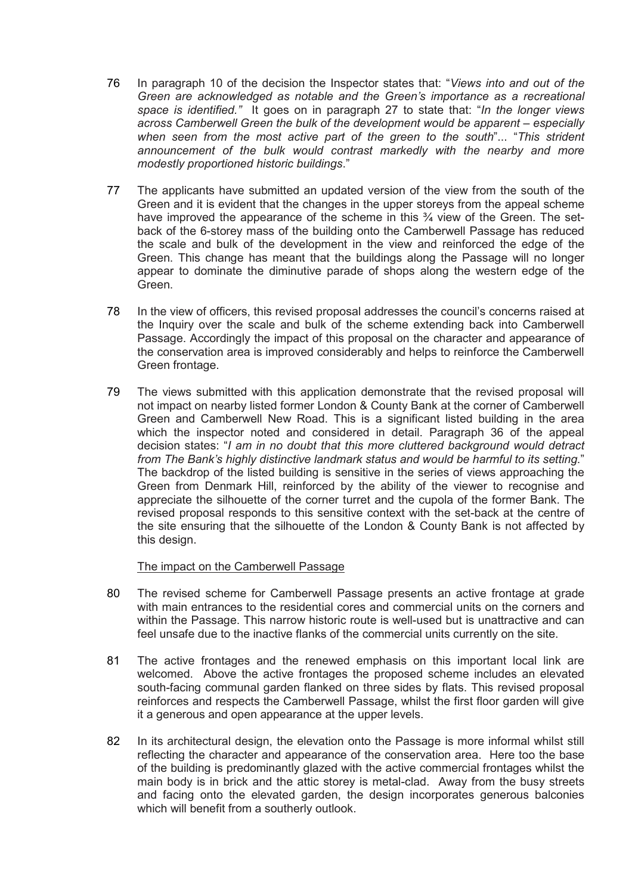76 In paragraph 10 of the decision the Inspector states that: "*Views into and out of the Green are acknowledged as notable and the Green's importance as a recreational space is identified.*" It goes on in paragraph 27 to state that: "*In the longer views across Camberwell Green the bulk of the development would be apparent – especially when seen from the most active part of the green to the south*"... "*This strident announcement of the bulk would contrast markedly with the nearby and more modestly proportioned historic buildings*."

77 The applicants have submitted an updated version of the view from the south of the Green and it is evident that the changes in the upper storeys from the appeal scheme have improved the appearance of the scheme in this ¾ view of the Green. The set-back of the 6-storey mass of the building onto the Camberwell Passage has reduced the scale and bulk of the development in the view and reinforced the edge of the Green. This change has meant that the buildings along the Passage will no longer appear to dominate the diminutive parade of shops along the western edge of the Green.

78 In the view of officers, this revised proposal addresses the council's concerns raised at the Inquiry over the scale and bulk of the scheme extending back into Camberwell Passage. Accordingly the impact of this proposal on the character and appearance of the conservation area is improved considerably and helps to reinforce the Camberwell Green frontage.

79 The views submitted with this application demonstrate that the revised proposal will not impact on nearby listed former London & County Bank at the corner of Camberwell Green and Camberwell New Road. This is a significant listed building in the area which the inspector noted and considered in detail. Paragraph 36 of the appeal decision states: "*I am in no doubt that this more cluttered background would detract from The Bank's highly distinctive landmark status and would be harmful to its setting.*" The backdrop of the listed building is sensitive in the series of views approaching the Green from Denmark Hill, reinforced by the ability of the viewer to recognise and appreciate the silhouette of the corner turret and the cupola of the former Bank. The revised proposal responds to this sensitive context with the set-back at the centre of the site ensuring that the silhouette of the London & County Bank is not affected by this design.

<u>The impact on the Camberwell Passage</u>

80 The revised scheme for Camberwell Passage presents an active frontage at grade with main entrances to the residential cores and commercial units on the corners and within the Passage. This narrow historic route is well-used but is unattractive and can feel unsafe due to the inactive flanks of the commercial units currently on the site.

81 The active frontages and the renewed emphasis on this important local link are welcomed. Above the active frontages the proposed scheme includes an elevated south-facing communal garden flanked on three sides by flats. This revised proposal reinforces and respects the Camberwell Passage, whilst the first floor garden will give it a generous and open appearance at the upper levels.

82 In its architectural design, the elevation onto the Passage is more informal whilst still reflecting the character and appearance of the conservation area. Here too the base of the building is predominantly glazed with the active commercial frontages whilst the main body is in brick and the attic storey is metal-clad. Away from the busy streets and facing onto the elevated garden, the design incorporates generous balconies which will benefit from a southerly outlook.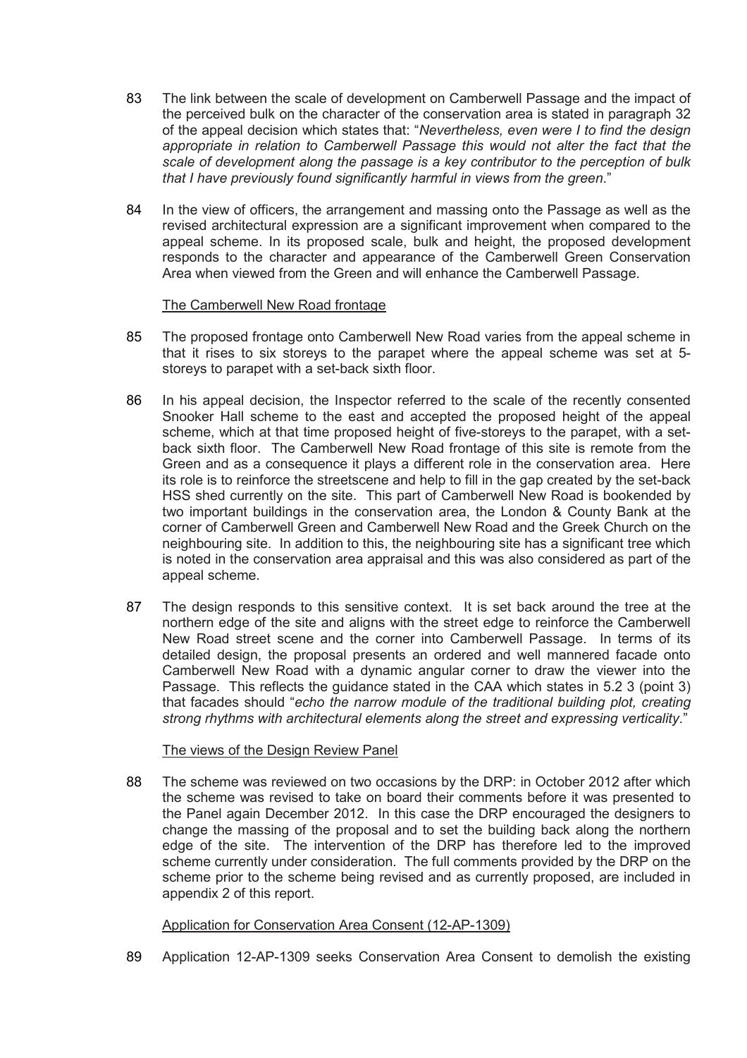83 The link between the scale of development on Camberwell Passage and the impact of the perceived bulk on the character of the conservation area is stated in paragraph 32 of the appeal decision which states that: "*Nevertheless, even were I to find the design appropriate in relation to Camberwell Passage this would not alter the fact that the scale of development along the passage is a key contributor to the perception of bulk that I have previously found significantly harmful in views from the green*."

84 In the view of officers, the arrangement and massing onto the Passage as well as the revised architectural expression are a significant improvement when compared to the appeal scheme. In its proposed scale, bulk and height, the proposed development responds to the character and appearance of the Camberwell Green Conservation Area when viewed from the Green and will enhance the Camberwell Passage.

<u>The Camberwell New Road frontage</u>

85 The proposed frontage onto Camberwell New Road varies from the appeal scheme in that it rises to six storeys to the parapet where the appeal scheme was set at 5-storeys to parapet with a set-back sixth floor.

86 In his appeal decision, the Inspector referred to the scale of the recently consented Snooker Hall scheme to the east and accepted the proposed height of the appeal scheme, which at that time proposed height of five-storeys to the parapet, with a set-back sixth floor. The Camberwell New Road frontage of this site is remote from the Green and as a consequence it plays a different role in the conservation area. Here its role is to reinforce the streetscene and help to fill in the gap created by the set-back HSS shed currently on the site. This part of Camberwell New Road is bookended by two important buildings in the conservation area, the London & County Bank at the corner of Camberwell Green and Camberwell New Road and the Greek Church on the neighbouring site. In addition to this, the neighbouring site has a significant tree which is noted in the conservation area appraisal and this was also considered as part of the appeal scheme.

87 The design responds to this sensitive context. It is set back around the tree at the northern edge of the site and aligns with the street edge to reinforce the Camberwell New Road street scene and the corner into Camberwell Passage. In terms of its detailed design, the proposal presents an ordered and well mannered facade onto Camberwell New Road with a dynamic angular corner to draw the viewer into the Passage. This reflects the guidance stated in the CAA which states in 5.2 3 (point 3) that facades should "*echo the narrow module of the traditional building plot, creating strong rhythms with architectural elements along the street and expressing verticality*."

<u>The views of the Design Review Panel</u>

88 The scheme was reviewed on two occasions by the DRP: in October 2012 after which the scheme was revised to take on board their comments before it was presented to the Panel again December 2012. In this case the DRP encouraged the designers to change the massing of the proposal and to set the building back along the northern edge of the site. The intervention of the DRP has therefore led to the improved scheme currently under consideration. The full comments provided by the DRP on the scheme prior to the scheme being revised and as currently proposed, are included in appendix 2 of this report.

<u>Application for Conservation Area Consent (12-AP-1309)</u>

89 Application 12-AP-1309 seeks Conservation Area Consent to demolish the existing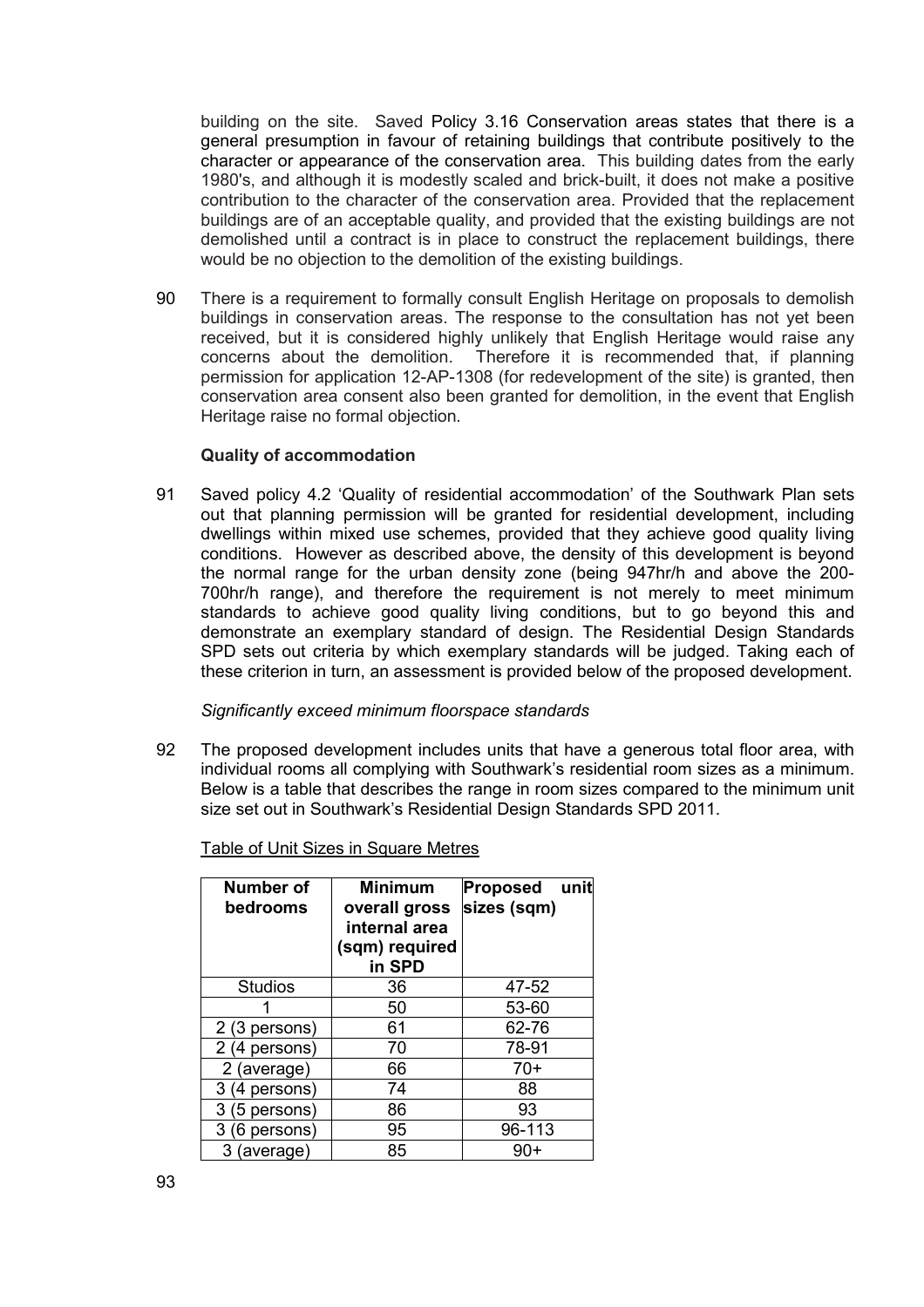building on the site. Saved Policy 3.16 Conservation areas states that there is a general presumption in favour of retaining buildings that contribute positively to the character or appearance of the conservation area. This building dates from the early 1980's, and although it is modestly scaled and brick-built, it does not make a positive contribution to the character of the conservation area. Provided that the replacement buildings are of an acceptable quality, and provided that the existing buildings are not demolished until a contract is in place to construct the replacement buildings, there would be no objection to the demolition of the existing buildings.

90 There is a requirement to formally consult English Heritage on proposals to demolish buildings in conservation areas. The response to the consultation has not yet been received, but it is considered highly unlikely that English Heritage would raise any concerns about the demolition. Therefore it is recommended that, if planning permission for application 12-AP-1308 (for redevelopment of the site) is granted, then conservation area consent also been granted for demolition, in the event that English Heritage raise no formal objection.

**Quality of accommodation**

91 Saved policy 4.2 'Quality of residential accommodation' of the Southwark Plan sets out that planning permission will be granted for residential development, including dwellings within mixed use schemes, provided that they achieve good quality living conditions. However as described above, the density of this development is beyond the normal range for the urban density zone (being 947hr/h and above the 200-700hr/h range), and therefore the requirement is not merely to meet minimum standards to achieve good quality living conditions, but to go beyond this and demonstrate an exemplary standard of design. The Residential Design Standards SPD sets out criteria by which exemplary standards will be judged. Taking each of these criterion in turn, an assessment is provided below of the proposed development.

*Significantly exceed minimum floorspace standards*

92 The proposed development includes units that have a generous total floor area, with individual rooms all complying with Southwark's residential room sizes as a minimum. Below is a table that describes the range in room sizes compared to the minimum unit size set out in Southwark's Residential Design Standards SPD 2011.

Table of Unit Sizes in Square Metres

| Number of bedrooms | Minimum overall gross internal area (sqm) required in SPD | Proposed unit sizes (sqm) |
|---|---|---|
| Studios | 36 | 47-52 |
| 1 | 50 | 53-60 |
| 2 (3 persons) | 61 | 62-76 |
| 2 (4 persons) | 70 | 78-91 |
| 2 (average) | 66 | 70+ |
| 3 (4 persons) | 74 | 88 |
| 3 (5 persons) | 86 | 93 |
| 3 (6 persons) | 95 | 96-113 |
| 3 (average) | 85 | 90+ |

93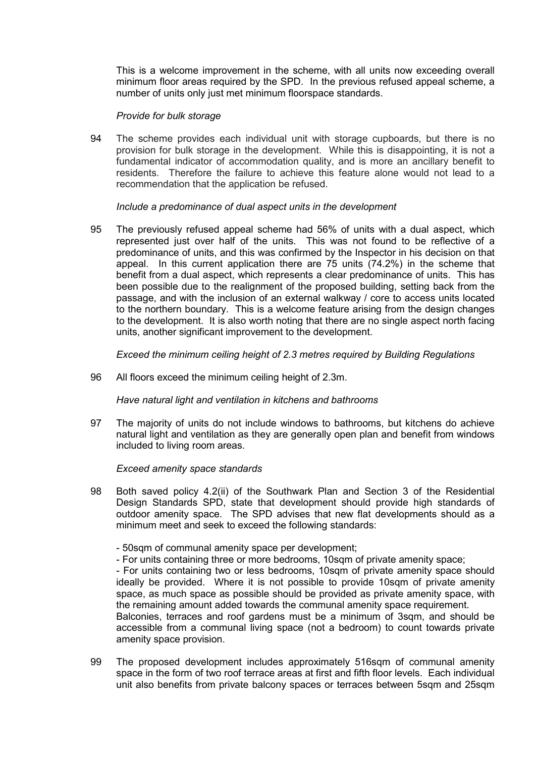This is a welcome improvement in the scheme, with all units now exceeding overall minimum floor areas required by the SPD. In the previous refused appeal scheme, a number of units only just met minimum floorspace standards.

*Provide for bulk storage*

94 The scheme provides each individual unit with storage cupboards, but there is no provision for bulk storage in the development. While this is disappointing, it is not a fundamental indicator of accommodation quality, and is more an ancillary benefit to residents. Therefore the failure to achieve this feature alone would not lead to a recommendation that the application be refused.

*Include a predominance of dual aspect units in the development*

95 The previously refused appeal scheme had 56% of units with a dual aspect, which represented just over half of the units. This was not found to be reflective of a predominance of units, and this was confirmed by the Inspector in his decision on that appeal. In this current application there are 75 units (74.2%) in the scheme that benefit from a dual aspect, which represents a clear predominance of units. This has been possible due to the realignment of the proposed building, setting back from the passage, and with the inclusion of an external walkway / core to access units located to the northern boundary. This is a welcome feature arising from the design changes to the development. It is also worth noting that there are no single aspect north facing units, another significant improvement to the development.

*Exceed the minimum ceiling height of 2.3 metres required by Building Regulations*

96 All floors exceed the minimum ceiling height of 2.3m.

*Have natural light and ventilation in kitchens and bathrooms*

97 The majority of units do not include windows to bathrooms, but kitchens do achieve natural light and ventilation as they are generally open plan and benefit from windows included to living room areas.

*Exceed amenity space standards*

98 Both saved policy 4.2(ii) of the Southwark Plan and Section 3 of the Residential Design Standards SPD, state that development should provide high standards of outdoor amenity space. The SPD advises that new flat developments should as a minimum meet and seek to exceed the following standards:

- 50sqm of communal amenity space per development;
- For units containing three or more bedrooms, 10sqm of private amenity space;
- For units containing two or less bedrooms, 10sqm of private amenity space should ideally be provided. Where it is not possible to provide 10sqm of private amenity space, as much space as possible should be provided as private amenity space, with the remaining amount added towards the communal amenity space requirement.

Balconies, terraces and roof gardens must be a minimum of 3sqm, and should be accessible from a communal living space (not a bedroom) to count towards private amenity space provision.

99 The proposed development includes approximately 516sqm of communal amenity space in the form of two roof terrace areas at first and fifth floor levels. Each individual unit also benefits from private balcony spaces or terraces between 5sqm and 25sqm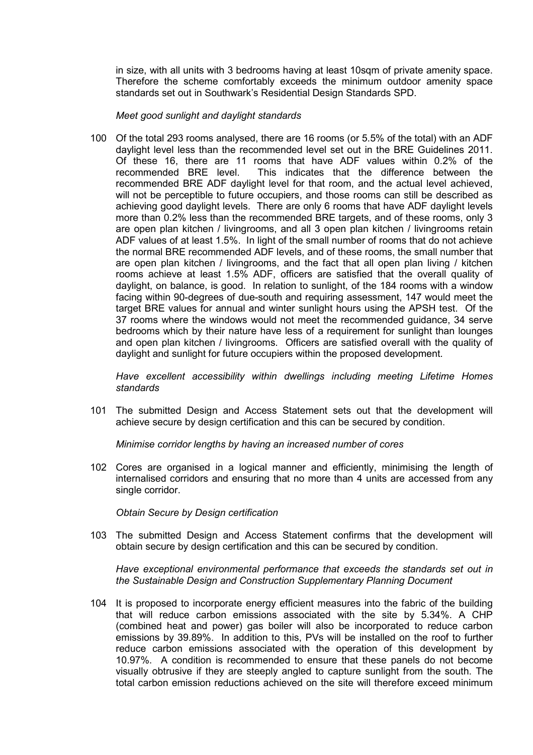in size, with all units with 3 bedrooms having at least 10sqm of private amenity space. Therefore the scheme comfortably exceeds the minimum outdoor amenity space standards set out in Southwark's Residential Design Standards SPD.

*Meet good sunlight and daylight standards*

100 Of the total 293 rooms analysed, there are 16 rooms (or 5.5% of the total) with an ADF daylight level less than the recommended level set out in the BRE Guidelines 2011. Of these 16, there are 11 rooms that have ADF values within 0.2% of the recommended BRE level. This indicates that the difference between the recommended BRE ADF daylight level for that room, and the actual level achieved, will not be perceptible to future occupiers, and those rooms can still be described as achieving good daylight levels. There are only 6 rooms that have ADF daylight levels more than 0.2% less than the recommended BRE targets, and of these rooms, only 3 are open plan kitchen / livingrooms, and all 3 open plan kitchen / livingrooms retain ADF values of at least 1.5%. In light of the small number of rooms that do not achieve the normal BRE recommended ADF levels, and of these rooms, the small number that are open plan kitchen / livingrooms, and the fact that all open plan living / kitchen rooms achieve at least 1.5% ADF, officers are satisfied that the overall quality of daylight, on balance, is good. In relation to sunlight, of the 184 rooms with a window facing within 90-degrees of due-south and requiring assessment, 147 would meet the target BRE values for annual and winter sunlight hours using the APSH test. Of the 37 rooms where the windows would not meet the recommended guidance, 34 serve bedrooms which by their nature have less of a requirement for sunlight than lounges and open plan kitchen / livingrooms. Officers are satisfied overall with the quality of daylight and sunlight for future occupiers within the proposed development.

*Have excellent accessibility within dwellings including meeting Lifetime Homes standards*

101 The submitted Design and Access Statement sets out that the development will achieve secure by design certification and this can be secured by condition.

*Minimise corridor lengths by having an increased number of cores*

102 Cores are organised in a logical manner and efficiently, minimising the length of internalised corridors and ensuring that no more than 4 units are accessed from any single corridor.

*Obtain Secure by Design certification*

103 The submitted Design and Access Statement confirms that the development will obtain secure by design certification and this can be secured by condition.

*Have exceptional environmental performance that exceeds the standards set out in the Sustainable Design and Construction Supplementary Planning Document*

104 It is proposed to incorporate energy efficient measures into the fabric of the building that will reduce carbon emissions associated with the site by 5.34%. A CHP (combined heat and power) gas boiler will also be incorporated to reduce carbon emissions by 39.89%. In addition to this, PVs will be installed on the roof to further reduce carbon emissions associated with the operation of this development by 10.97%. A condition is recommended to ensure that these panels do not become visually obtrusive if they are steeply angled to capture sunlight from the south. The total carbon emission reductions achieved on the site will therefore exceed minimum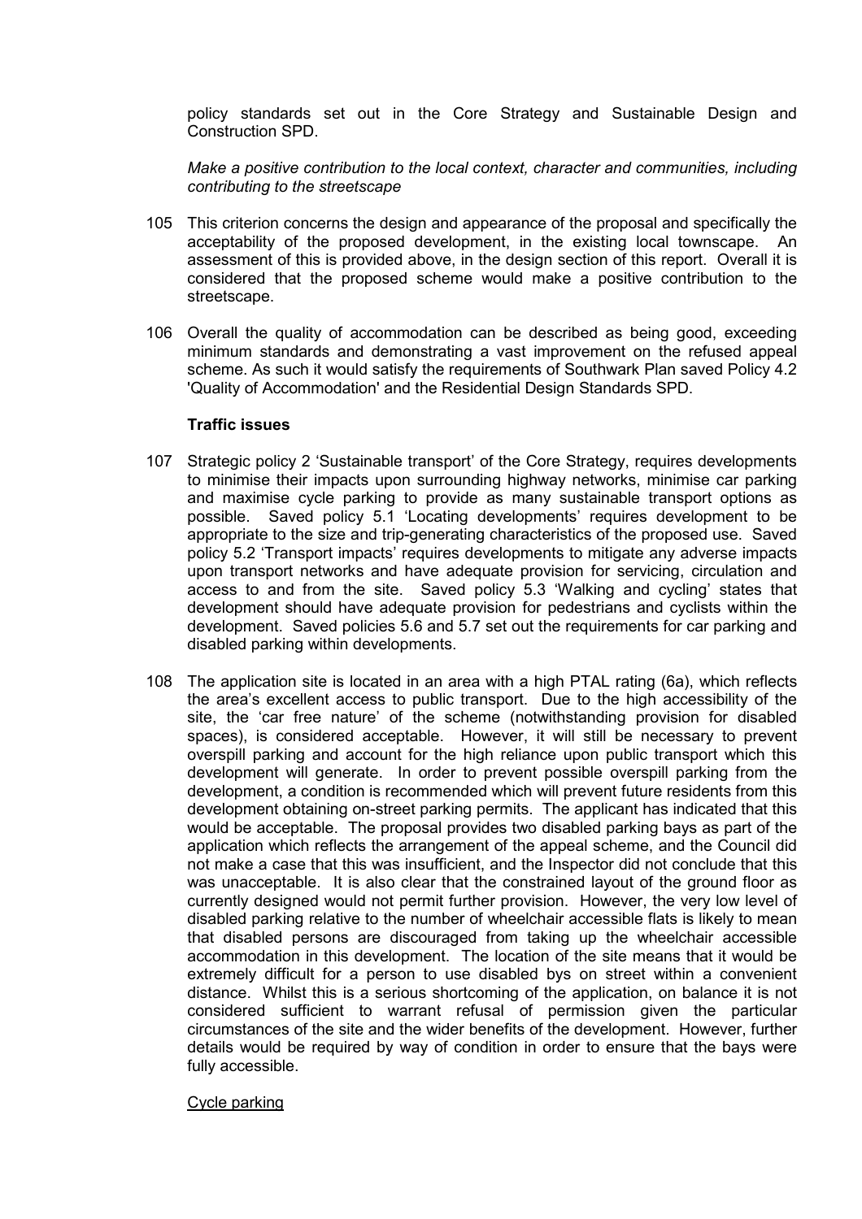policy standards set out in the Core Strategy and Sustainable Design and Construction SPD.

*Make a positive contribution to the local context, character and communities, including contributing to the streetscape*

105 This criterion concerns the design and appearance of the proposal and specifically the acceptability of the proposed development, in the existing local townscape. An assessment of this is provided above, in the design section of this report. Overall it is considered that the proposed scheme would make a positive contribution to the streetscape.

106 Overall the quality of accommodation can be described as being good, exceeding minimum standards and demonstrating a vast improvement on the refused appeal scheme. As such it would satisfy the requirements of Southwark Plan saved Policy 4.2 'Quality of Accommodation' and the Residential Design Standards SPD.

**Traffic issues**

107 Strategic policy 2 'Sustainable transport' of the Core Strategy, requires developments to minimise their impacts upon surrounding highway networks, minimise car parking and maximise cycle parking to provide as many sustainable transport options as possible. Saved policy 5.1 'Locating developments' requires development to be appropriate to the size and trip-generating characteristics of the proposed use. Saved policy 5.2 'Transport impacts' requires developments to mitigate any adverse impacts upon transport networks and have adequate provision for servicing, circulation and access to and from the site. Saved policy 5.3 'Walking and cycling' states that development should have adequate provision for pedestrians and cyclists within the development. Saved policies 5.6 and 5.7 set out the requirements for car parking and disabled parking within developments.

108 The application site is located in an area with a high PTAL rating (6a), which reflects the area's excellent access to public transport. Due to the high accessibility of the site, the 'car free nature' of the scheme (notwithstanding provision for disabled spaces), is considered acceptable. However, it will still be necessary to prevent overspill parking and account for the high reliance upon public transport which this development will generate. In order to prevent possible overspill parking from the development, a condition is recommended which will prevent future residents from this development obtaining on-street parking permits. The applicant has indicated that this would be acceptable. The proposal provides two disabled parking bays as part of the application which reflects the arrangement of the appeal scheme, and the Council did not make a case that this was insufficient, and the Inspector did not conclude that this was unacceptable. It is also clear that the constrained layout of the ground floor as currently designed would not permit further provision. However, the very low level of disabled parking relative to the number of wheelchair accessible flats is likely to mean that disabled persons are discouraged from taking up the wheelchair accessible accommodation in this development. The location of the site means that it would be extremely difficult for a person to use disabled bys on street within a convenient distance. Whilst this is a serious shortcoming of the application, on balance it is not considered sufficient to warrant refusal of permission given the particular circumstances of the site and the wider benefits of the development. However, further details would be required by way of condition in order to ensure that the bays were fully accessible.

Cycle parking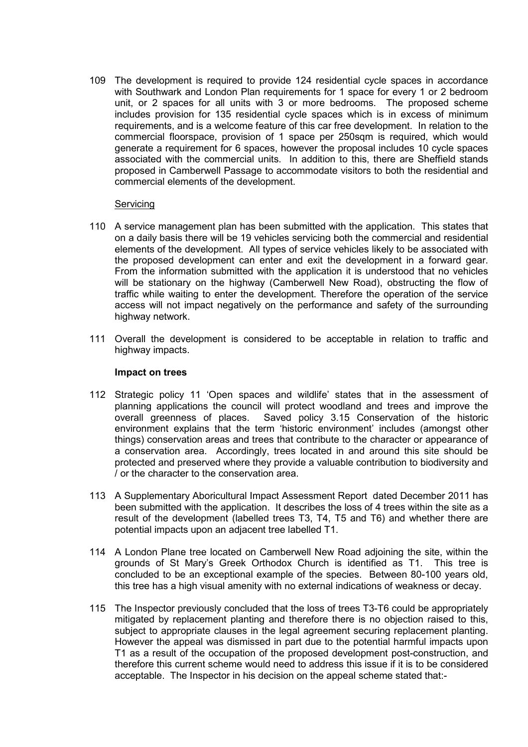109 The development is required to provide 124 residential cycle spaces in accordance with Southwark and London Plan requirements for 1 space for every 1 or 2 bedroom unit, or 2 spaces for all units with 3 or more bedrooms. The proposed scheme includes provision for 135 residential cycle spaces which is in excess of minimum requirements, and is a welcome feature of this car free development. In relation to the commercial floorspace, provision of 1 space per 250sqm is required, which would generate a requirement for 6 spaces, however the proposal includes 10 cycle spaces associated with the commercial units. In addition to this, there are Sheffield stands proposed in Camberwell Passage to accommodate visitors to both the residential and commercial elements of the development.

<u>Servicing</u>

110 A service management plan has been submitted with the application. This states that on a daily basis there will be 19 vehicles servicing both the commercial and residential elements of the development. All types of service vehicles likely to be associated with the proposed development can enter and exit the development in a forward gear. From the information submitted with the application it is understood that no vehicles will be stationary on the highway (Camberwell New Road), obstructing the flow of traffic while waiting to enter the development. Therefore the operation of the service access will not impact negatively on the performance and safety of the surrounding highway network.

111 Overall the development is considered to be acceptable in relation to traffic and highway impacts.

**Impact on trees**

112 Strategic policy 11 'Open spaces and wildlife' states that in the assessment of planning applications the council will protect woodland and trees and improve the overall greenness of places. Saved policy 3.15 Conservation of the historic environment explains that the term 'historic environment' includes (amongst other things) conservation areas and trees that contribute to the character or appearance of a conservation area. Accordingly, trees located in and around this site should be protected and preserved where they provide a valuable contribution to biodiversity and / or the character to the conservation area.

113 A Supplementary Aboricultural Impact Assessment Report dated December 2011 has been submitted with the application. It describes the loss of 4 trees within the site as a result of the development (labelled trees T3, T4, T5 and T6) and whether there are potential impacts upon an adjacent tree labelled T1.

114 A London Plane tree located on Camberwell New Road adjoining the site, within the grounds of St Mary's Greek Orthodox Church is identified as T1. This tree is concluded to be an exceptional example of the species. Between 80-100 years old, this tree has a high visual amenity with no external indications of weakness or decay.

115 The Inspector previously concluded that the loss of trees T3-T6 could be appropriately mitigated by replacement planting and therefore there is no objection raised to this, subject to appropriate clauses in the legal agreement securing replacement planting. However the appeal was dismissed in part due to the potential harmful impacts upon T1 as a result of the occupation of the proposed development post-construction, and therefore this current scheme would need to address this issue if it is to be considered acceptable. The Inspector in his decision on the appeal scheme stated that:-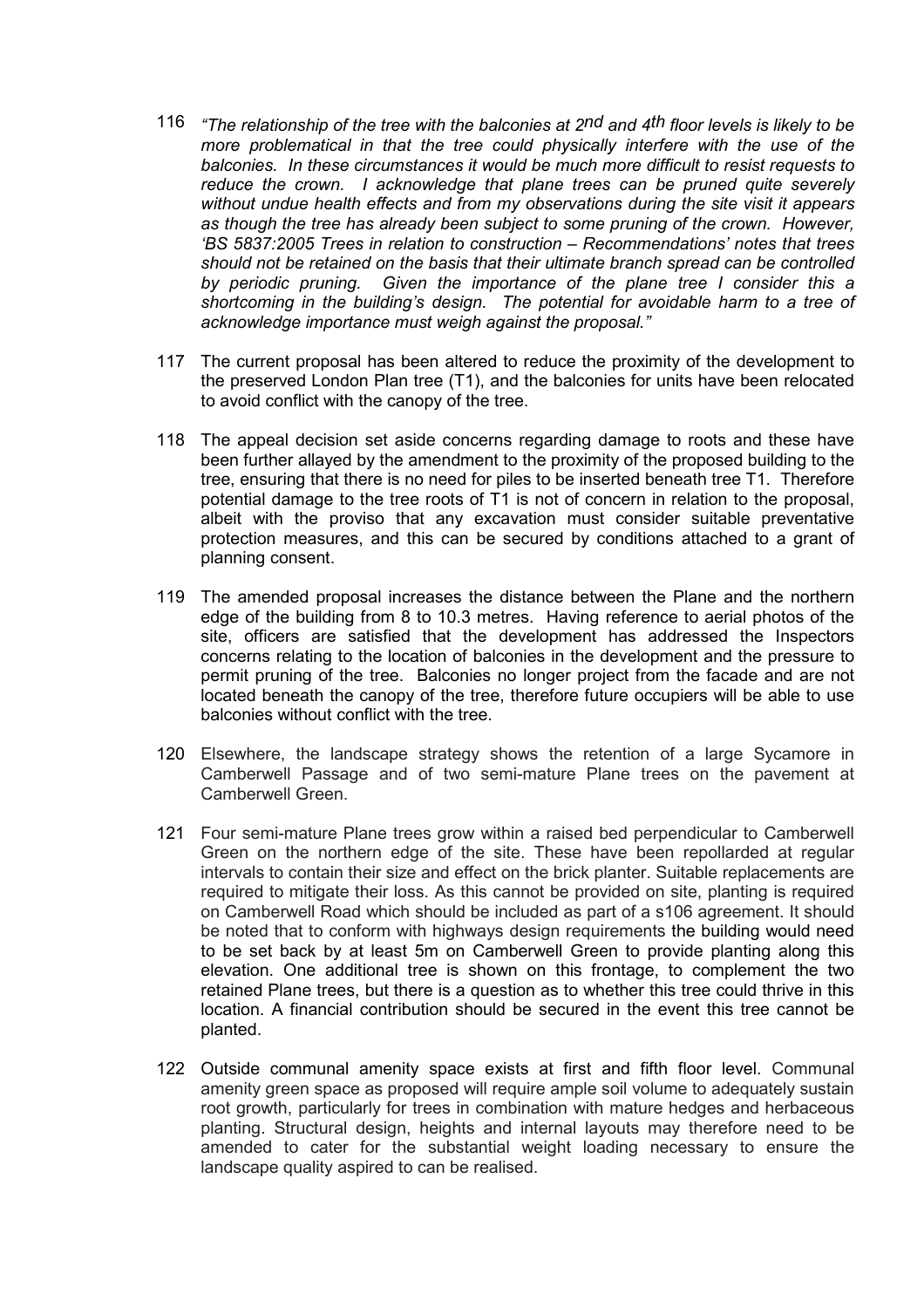116 *"The relationship of the tree with the balconies at 2nd and 4th floor levels is likely to be more problematical in that the tree could physically interfere with the use of the balconies. In these circumstances it would be much more difficult to resist requests to reduce the crown. I acknowledge that plane trees can be pruned quite severely without undue health effects and from my observations during the site visit it appears as though the tree has already been subject to some pruning of the crown. However, 'BS 5837:2005 Trees in relation to construction – Recommendations' notes that trees should not be retained on the basis that their ultimate branch spread can be controlled by periodic pruning. Given the importance of the plane tree I consider this a shortcoming in the building's design. The potential for avoidable harm to a tree of acknowledge importance must weigh against the proposal."*

117 The current proposal has been altered to reduce the proximity of the development to the preserved London Plan tree (T1), and the balconies for units have been relocated to avoid conflict with the canopy of the tree.

118 The appeal decision set aside concerns regarding damage to roots and these have been further allayed by the amendment to the proximity of the proposed building to the tree, ensuring that there is no need for piles to be inserted beneath tree T1. Therefore potential damage to the tree roots of T1 is not of concern in relation to the proposal, albeit with the proviso that any excavation must consider suitable preventative protection measures, and this can be secured by conditions attached to a grant of planning consent.

119 The amended proposal increases the distance between the Plane and the northern edge of the building from 8 to 10.3 metres. Having reference to aerial photos of the site, officers are satisfied that the development has addressed the Inspectors concerns relating to the location of balconies in the development and the pressure to permit pruning of the tree. Balconies no longer project from the facade and are not located beneath the canopy of the tree, therefore future occupiers will be able to use balconies without conflict with the tree.

120 Elsewhere, the landscape strategy shows the retention of a large Sycamore in Camberwell Passage and of two semi-mature Plane trees on the pavement at Camberwell Green.

121 Four semi-mature Plane trees grow within a raised bed perpendicular to Camberwell Green on the northern edge of the site. These have been repollarded at regular intervals to contain their size and effect on the brick planter. Suitable replacements are required to mitigate their loss. As this cannot be provided on site, planting is required on Camberwell Road which should be included as part of a s106 agreement. It should be noted that to conform with highways design requirements the building would need to be set back by at least 5m on Camberwell Green to provide planting along this elevation. One additional tree is shown on this frontage, to complement the two retained Plane trees, but there is a question as to whether this tree could thrive in this location. A financial contribution should be secured in the event this tree cannot be planted.

122 Outside communal amenity space exists at first and fifth floor level. Communal amenity green space as proposed will require ample soil volume to adequately sustain root growth, particularly for trees in combination with mature hedges and herbaceous planting. Structural design, heights and internal layouts may therefore need to be amended to cater for the substantial weight loading necessary to ensure the landscape quality aspired to can be realised.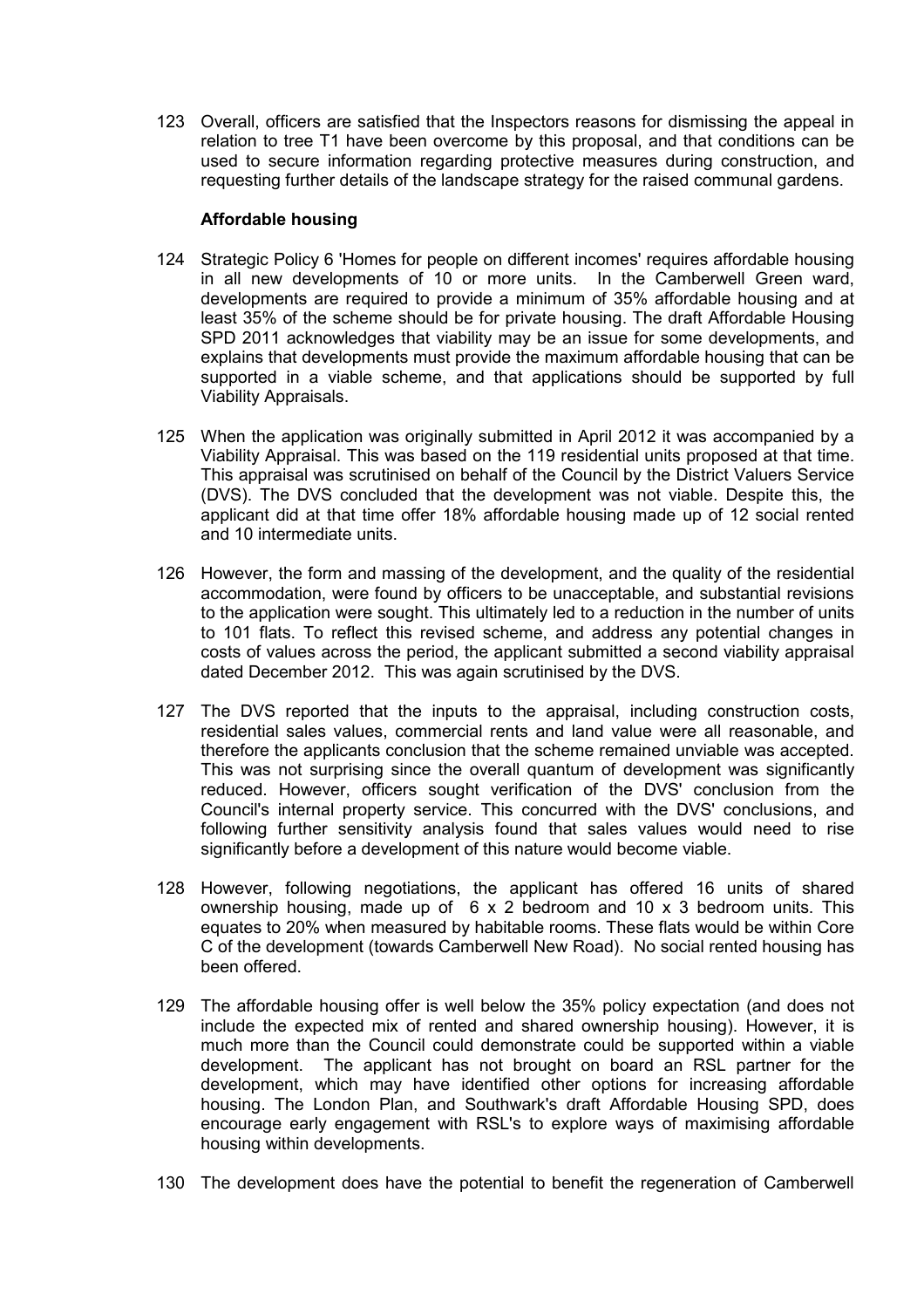123 Overall, officers are satisfied that the Inspectors reasons for dismissing the appeal in relation to tree T1 have been overcome by this proposal, and that conditions can be used to secure information regarding protective measures during construction, and requesting further details of the landscape strategy for the raised communal gardens.

**Affordable housing**

124 Strategic Policy 6 'Homes for people on different incomes' requires affordable housing in all new developments of 10 or more units. In the Camberwell Green ward, developments are required to provide a minimum of 35% affordable housing and at least 35% of the scheme should be for private housing. The draft Affordable Housing SPD 2011 acknowledges that viability may be an issue for some developments, and explains that developments must provide the maximum affordable housing that can be supported in a viable scheme, and that applications should be supported by full Viability Appraisals.

125 When the application was originally submitted in April 2012 it was accompanied by a Viability Appraisal. This was based on the 119 residential units proposed at that time. This appraisal was scrutinised on behalf of the Council by the District Valuers Service (DVS). The DVS concluded that the development was not viable. Despite this, the applicant did at that time offer 18% affordable housing made up of 12 social rented and 10 intermediate units.

126 However, the form and massing of the development, and the quality of the residential accommodation, were found by officers to be unacceptable, and substantial revisions to the application were sought. This ultimately led to a reduction in the number of units to 101 flats. To reflect this revised scheme, and address any potential changes in costs of values across the period, the applicant submitted a second viability appraisal dated December 2012. This was again scrutinised by the DVS.

127 The DVS reported that the inputs to the appraisal, including construction costs, residential sales values, commercial rents and land value were all reasonable, and therefore the applicants conclusion that the scheme remained unviable was accepted. This was not surprising since the overall quantum of development was significantly reduced. However, officers sought verification of the DVS' conclusion from the Council's internal property service. This concurred with the DVS' conclusions, and following further sensitivity analysis found that sales values would need to rise significantly before a development of this nature would become viable.

128 However, following negotiations, the applicant has offered 16 units of shared ownership housing, made up of 6 x 2 bedroom and 10 x 3 bedroom units. This equates to 20% when measured by habitable rooms. These flats would be within Core C of the development (towards Camberwell New Road). No social rented housing has been offered.

129 The affordable housing offer is well below the 35% policy expectation (and does not include the expected mix of rented and shared ownership housing). However, it is much more than the Council could demonstrate could be supported within a viable development. The applicant has not brought on board an RSL partner for the development, which may have identified other options for increasing affordable housing. The London Plan, and Southwark's draft Affordable Housing SPD, does encourage early engagement with RSL's to explore ways of maximising affordable housing within developments.

130 The development does have the potential to benefit the regeneration of Camberwell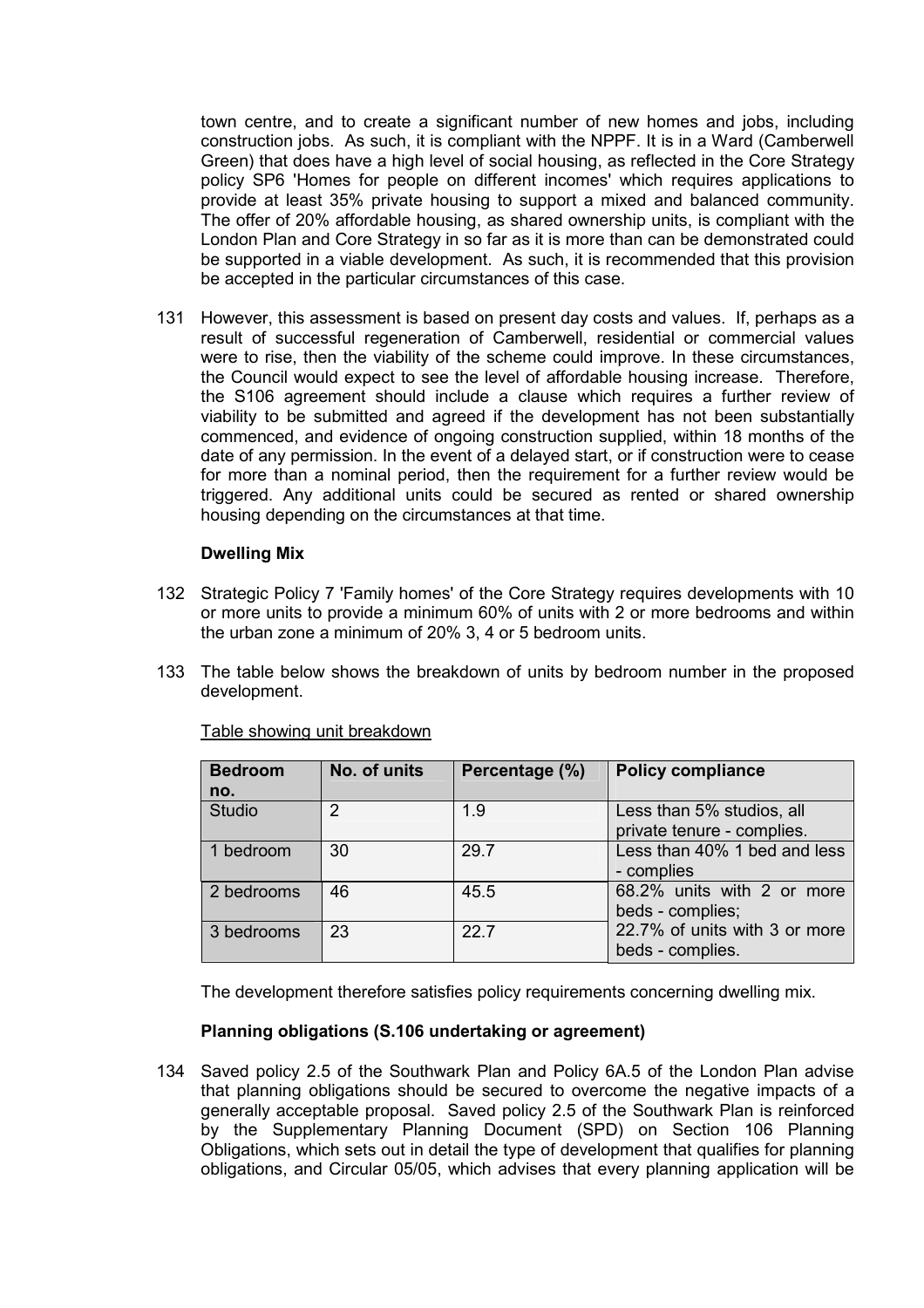town centre, and to create a significant number of new homes and jobs, including construction jobs. As such, it is compliant with the NPPF. It is in a Ward (Camberwell Green) that does have a high level of social housing, as reflected in the Core Strategy policy SP6 'Homes for people on different incomes' which requires applications to provide at least 35% private housing to support a mixed and balanced community. The offer of 20% affordable housing, as shared ownership units, is compliant with the London Plan and Core Strategy in so far as it is more than can be demonstrated could be supported in a viable development. As such, it is recommended that this provision be accepted in the particular circumstances of this case.

131 However, this assessment is based on present day costs and values. If, perhaps as a result of successful regeneration of Camberwell, residential or commercial values were to rise, then the viability of the scheme could improve. In these circumstances, the Council would expect to see the level of affordable housing increase. Therefore, the S106 agreement should include a clause which requires a further review of viability to be submitted and agreed if the development has not been substantially commenced, and evidence of ongoing construction supplied, within 18 months of the date of any permission. In the event of a delayed start, or if construction were to cease for more than a nominal period, then the requirement for a further review would be triggered. Any additional units could be secured as rented or shared ownership housing depending on the circumstances at that time.

**Dwelling Mix**

132 Strategic Policy 7 'Family homes' of the Core Strategy requires developments with 10 or more units to provide a minimum 60% of units with 2 or more bedrooms and within the urban zone a minimum of 20% 3, 4 or 5 bedroom units.

133 The table below shows the breakdown of units by bedroom number in the proposed development.

Table showing unit breakdown

| Bedroom no. | No. of units | Percentage (%) | Policy compliance |
|---|---|---|---|
| Studio | 2 | 1.9 | Less than 5% studios, all private tenure - complies. |
| 1 bedroom | 30 | 29.7 | Less than 40% 1 bed and less - complies |
| 2 bedrooms | 46 | 45.5 | 68.2% units with 2 or more beds - complies; 22.7% of units with 3 or more beds - complies. |
| 3 bedrooms | 23 | 22.7 | |

The development therefore satisfies policy requirements concerning dwelling mix.

**Planning obligations (S.106 undertaking or agreement)**

134 Saved policy 2.5 of the Southwark Plan and Policy 6A.5 of the London Plan advise that planning obligations should be secured to overcome the negative impacts of a generally acceptable proposal. Saved policy 2.5 of the Southwark Plan is reinforced by the Supplementary Planning Document (SPD) on Section 106 Planning Obligations, which sets out in detail the type of development that qualifies for planning obligations, and Circular 05/05, which advises that every planning application will be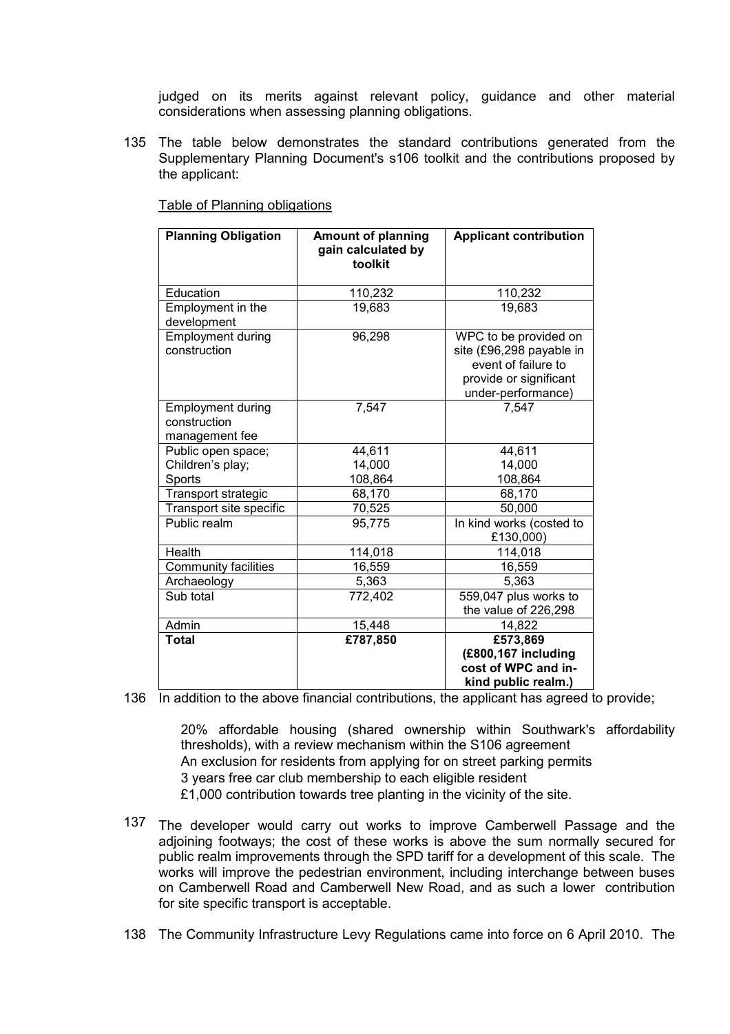judged on its merits against relevant policy, guidance and other material considerations when assessing planning obligations.

135 The table below demonstrates the standard contributions generated from the Supplementary Planning Document's s106 toolkit and the contributions proposed by the applicant:

Table of Planning obligations

| Planning Obligation | Amount of planning gain calculated by toolkit | Applicant contribution |
|---|---|---|
| Education | 110,232 | 110,232 |
| Employment in the development | 19,683 | 19,683 |
| Employment during construction | 96,298 | WPC to be provided on site (£96,298 payable in event of failure to provide or significant under-performance) |
| Employment during construction management fee | 7,547 | 7,547 |
| Public open space;<br>Children's play;<br>Sports | 44,611<br>14,000<br>108,864 | 44,611<br>14,000<br>108,864 |
| Transport strategic | 68,170 | 68,170 |
| Transport site specific | 70,525 | 50,000 |
| Public realm | 95,775 | In kind works (costed to £130,000) |
| Health | 114,018 | 114,018 |
| Community facilities | 16,559 | 16,559 |
| Archaeology | 5,363 | 5,363 |
| Sub total | 772,402 | 559,047 plus works to the value of 226,298 |
| Admin | 15,448 | 14,822 |
| **Total** | **£787,850** | **£573,869 (£800,167 including cost of WPC and in-kind public realm.)** |

136 In addition to the above financial contributions, the applicant has agreed to provide;

20% affordable housing (shared ownership within Southwark's affordability thresholds), with a review mechanism within the S106 agreement
An exclusion for residents from applying for on street parking permits
3 years free car club membership to each eligible resident
£1,000 contribution towards tree planting in the vicinity of the site.

137 The developer would carry out works to improve Camberwell Passage and the adjoining footways; the cost of these works is above the sum normally secured for public realm improvements through the SPD tariff for a development of this scale. The works will improve the pedestrian environment, including interchange between buses on Camberwell Road and Camberwell New Road, and as such a lower contribution for site specific transport is acceptable.

138 The Community Infrastructure Levy Regulations came into force on 6 April 2010. The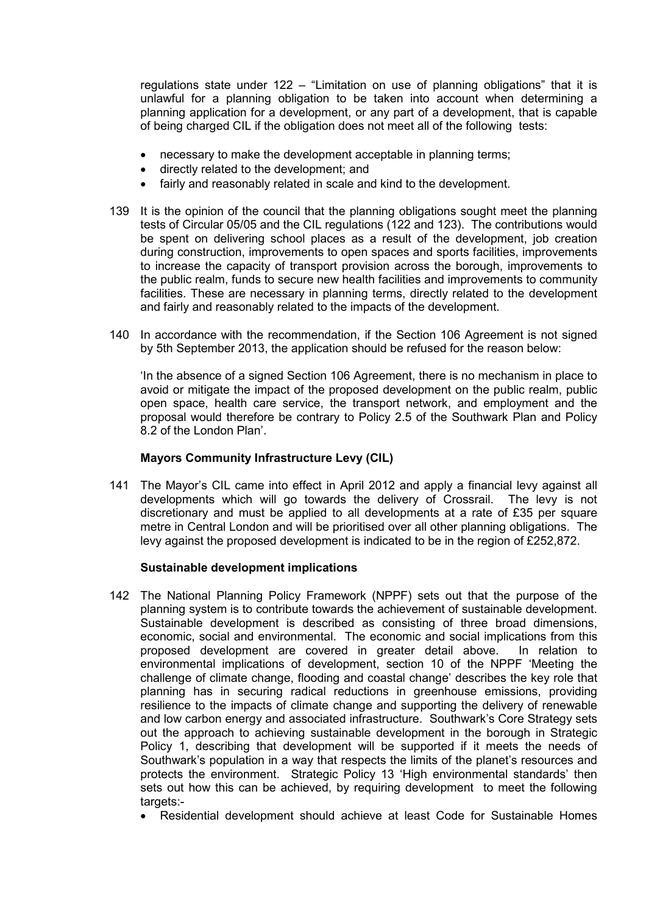regulations state under 122 – "Limitation on use of planning obligations" that it is unlawful for a planning obligation to be taken into account when determining a planning application for a development, or any part of a development, that is capable of being charged CIL if the obligation does not meet all of the following tests:

- necessary to make the development acceptable in planning terms;
- directly related to the development; and
- fairly and reasonably related in scale and kind to the development.

139 It is the opinion of the council that the planning obligations sought meet the planning tests of Circular 05/05 and the CIL regulations (122 and 123). The contributions would be spent on delivering school places as a result of the development, job creation during construction, improvements to open spaces and sports facilities, improvements to increase the capacity of transport provision across the borough, improvements to the public realm, funds to secure new health facilities and improvements to community facilities. These are necessary in planning terms, directly related to the development and fairly and reasonably related to the impacts of the development.

140 In accordance with the recommendation, if the Section 106 Agreement is not signed by 5th September 2013, the application should be refused for the reason below:

'In the absence of a signed Section 106 Agreement, there is no mechanism in place to avoid or mitigate the impact of the proposed development on the public realm, public open space, health care service, the transport network, and employment and the proposal would therefore be contrary to Policy 2.5 of the Southwark Plan and Policy 8.2 of the London Plan'.

**Mayors Community Infrastructure Levy (CIL)**

141 The Mayor's CIL came into effect in April 2012 and apply a financial levy against all developments which will go towards the delivery of Crossrail. The levy is not discretionary and must be applied to all developments at a rate of £35 per square metre in Central London and will be prioritised over all other planning obligations. The levy against the proposed development is indicated to be in the region of £252,872.

**Sustainable development implications**

142 The National Planning Policy Framework (NPPF) sets out that the purpose of the planning system is to contribute towards the achievement of sustainable development. Sustainable development is described as consisting of three broad dimensions, economic, social and environmental. The economic and social implications from this proposed development are covered in greater detail above. In relation to environmental implications of development, section 10 of the NPPF 'Meeting the challenge of climate change, flooding and coastal change' describes the key role that planning has in securing radical reductions in greenhouse emissions, providing resilience to the impacts of climate change and supporting the delivery of renewable and low carbon energy and associated infrastructure. Southwark's Core Strategy sets out the approach to achieving sustainable development in the borough in Strategic Policy 1, describing that development will be supported if it meets the needs of Southwark's population in a way that respects the limits of the planet's resources and protects the environment. Strategic Policy 13 'High environmental standards' then sets out how this can be achieved, by requiring development to meet the following targets:-

- Residential development should achieve at least Code for Sustainable Homes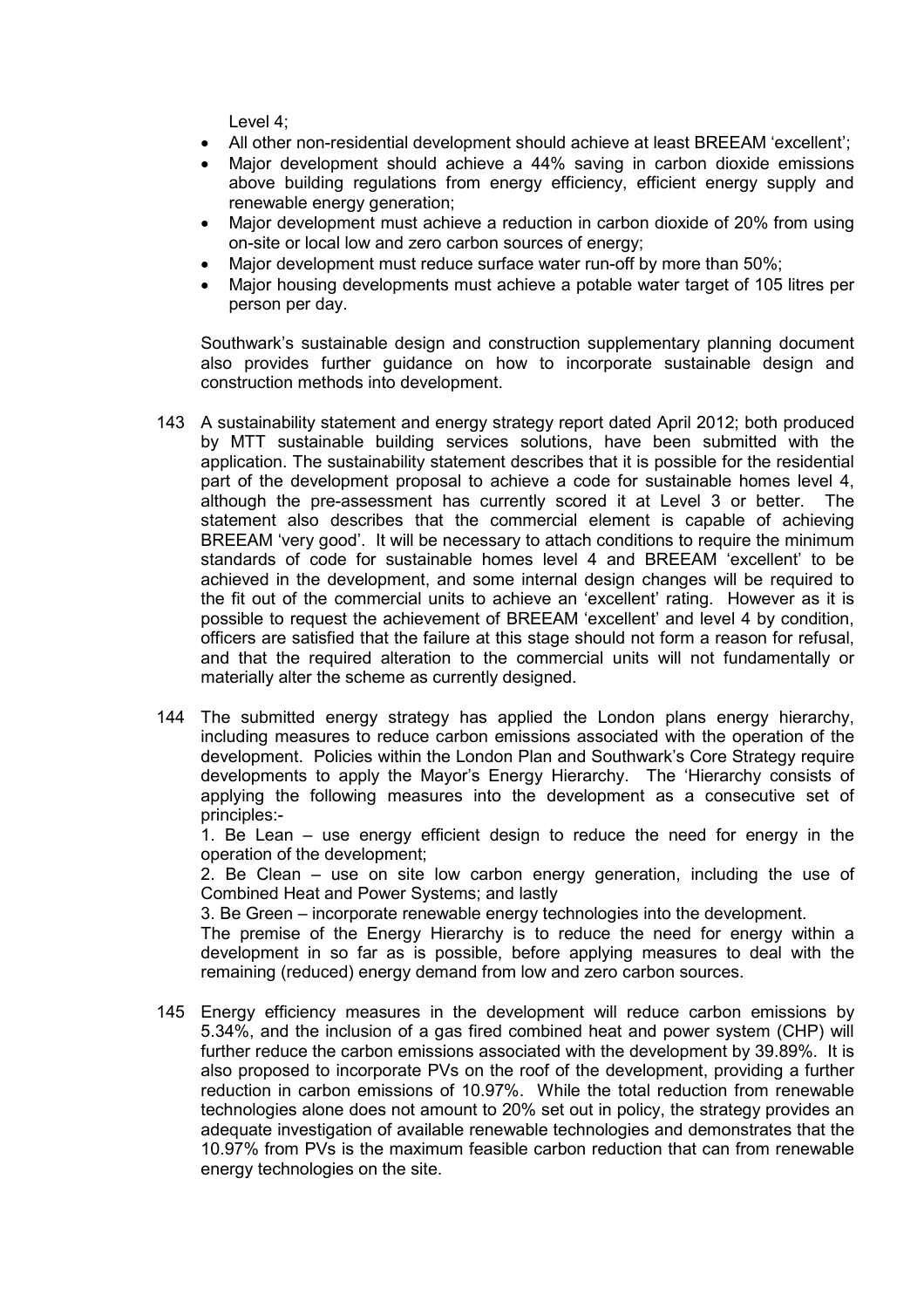Level 4;

- All other non-residential development should achieve at least BREEAM 'excellent';
- Major development should achieve a 44% saving in carbon dioxide emissions above building regulations from energy efficiency, efficient energy supply and renewable energy generation;
- Major development must achieve a reduction in carbon dioxide of 20% from using on-site or local low and zero carbon sources of energy;
- Major development must reduce surface water run-off by more than 50%;
- Major housing developments must achieve a potable water target of 105 litres per person per day.

Southwark's sustainable design and construction supplementary planning document also provides further guidance on how to incorporate sustainable design and construction methods into development.

143 A sustainability statement and energy strategy report dated April 2012; both produced by MTT sustainable building services solutions, have been submitted with the application. The sustainability statement describes that it is possible for the residential part of the development proposal to achieve a code for sustainable homes level 4, although the pre-assessment has currently scored it at Level 3 or better. The statement also describes that the commercial element is capable of achieving BREEAM 'very good'. It will be necessary to attach conditions to require the minimum standards of code for sustainable homes level 4 and BREEAM 'excellent' to be achieved in the development, and some internal design changes will be required to the fit out of the commercial units to achieve an 'excellent' rating. However as it is possible to request the achievement of BREEAM 'excellent' and level 4 by condition, officers are satisfied that the failure at this stage should not form a reason for refusal, and that the required alteration to the commercial units will not fundamentally or materially alter the scheme as currently designed.

144 The submitted energy strategy has applied the London plans energy hierarchy, including measures to reduce carbon emissions associated with the operation of the development. Policies within the London Plan and Southwark's Core Strategy require developments to apply the Mayor's Energy Hierarchy. The 'Hierarchy consists of applying the following measures into the development as a consecutive set of principles:-

1. Be Lean – use energy efficient design to reduce the need for energy in the operation of the development;

2. Be Clean – use on site low carbon energy generation, including the use of Combined Heat and Power Systems; and lastly

3. Be Green – incorporate renewable energy technologies into the development.

The premise of the Energy Hierarchy is to reduce the need for energy within a development in so far as is possible, before applying measures to deal with the remaining (reduced) energy demand from low and zero carbon sources.

145 Energy efficiency measures in the development will reduce carbon emissions by 5.34%, and the inclusion of a gas fired combined heat and power system (CHP) will further reduce the carbon emissions associated with the development by 39.89%. It is also proposed to incorporate PVs on the roof of the development, providing a further reduction in carbon emissions of 10.97%. While the total reduction from renewable technologies alone does not amount to 20% set out in policy, the strategy provides an adequate investigation of available renewable technologies and demonstrates that the 10.97% from PVs is the maximum feasible carbon reduction that can from renewable energy technologies on the site.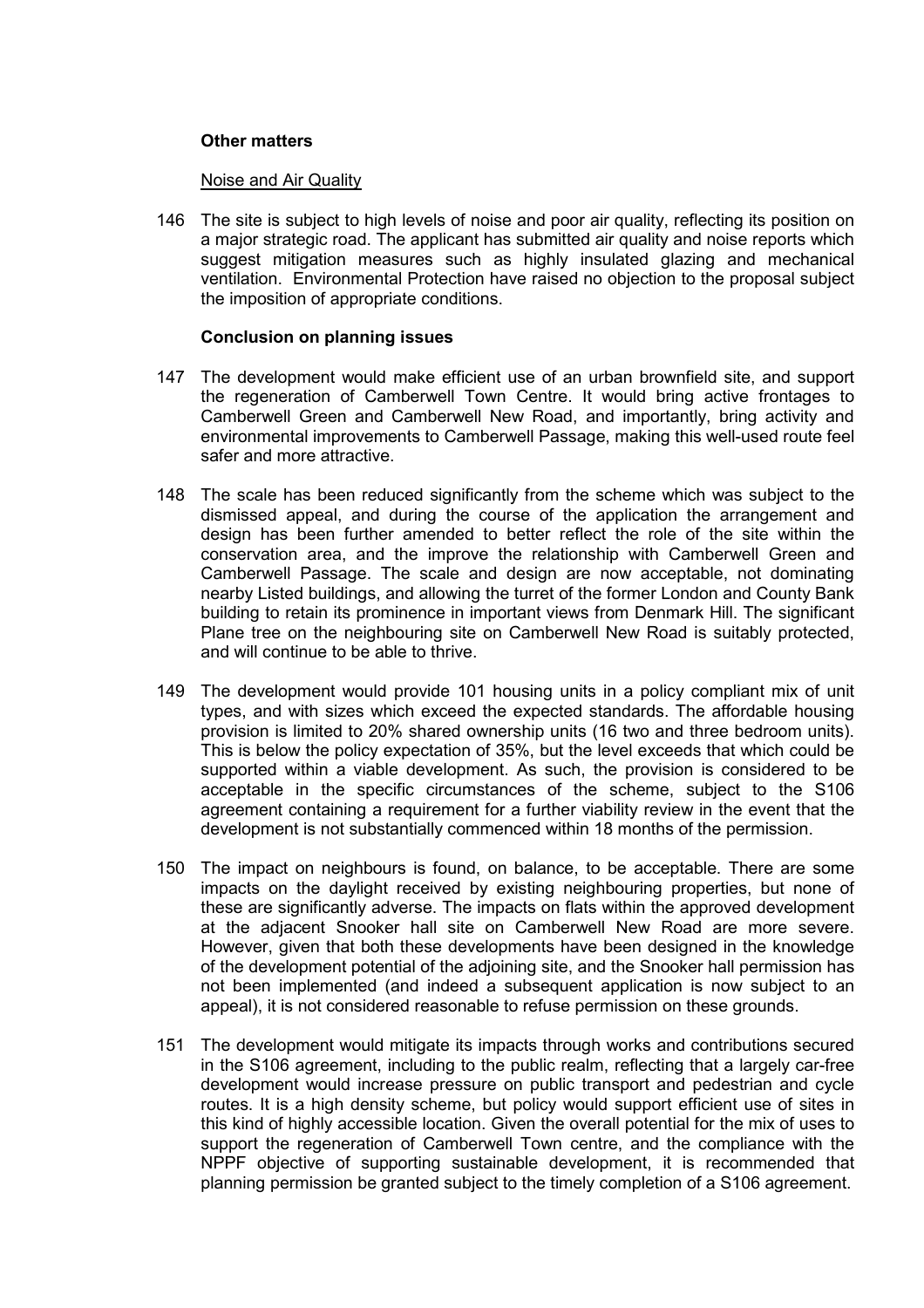**Other matters**

Noise and Air Quality

146 The site is subject to high levels of noise and poor air quality, reflecting its position on a major strategic road. The applicant has submitted air quality and noise reports which suggest mitigation measures such as highly insulated glazing and mechanical ventilation. Environmental Protection have raised no objection to the proposal subject the imposition of appropriate conditions.

**Conclusion on planning issues**

147 The development would make efficient use of an urban brownfield site, and support the regeneration of Camberwell Town Centre. It would bring active frontages to Camberwell Green and Camberwell New Road, and importantly, bring activity and environmental improvements to Camberwell Passage, making this well-used route feel safer and more attractive.

148 The scale has been reduced significantly from the scheme which was subject to the dismissed appeal, and during the course of the application the arrangement and design has been further amended to better reflect the role of the site within the conservation area, and the improve the relationship with Camberwell Green and Camberwell Passage. The scale and design are now acceptable, not dominating nearby Listed buildings, and allowing the turret of the former London and County Bank building to retain its prominence in important views from Denmark Hill. The significant Plane tree on the neighbouring site on Camberwell New Road is suitably protected, and will continue to be able to thrive.

149 The development would provide 101 housing units in a policy compliant mix of unit types, and with sizes which exceed the expected standards. The affordable housing provision is limited to 20% shared ownership units (16 two and three bedroom units). This is below the policy expectation of 35%, but the level exceeds that which could be supported within a viable development. As such, the provision is considered to be acceptable in the specific circumstances of the scheme, subject to the S106 agreement containing a requirement for a further viability review in the event that the development is not substantially commenced within 18 months of the permission.

150 The impact on neighbours is found, on balance, to be acceptable. There are some impacts on the daylight received by existing neighbouring properties, but none of these are significantly adverse. The impacts on flats within the approved development at the adjacent Snooker hall site on Camberwell New Road are more severe. However, given that both these developments have been designed in the knowledge of the development potential of the adjoining site, and the Snooker hall permission has not been implemented (and indeed a subsequent application is now subject to an appeal), it is not considered reasonable to refuse permission on these grounds.

151 The development would mitigate its impacts through works and contributions secured in the S106 agreement, including to the public realm, reflecting that a largely car-free development would increase pressure on public transport and pedestrian and cycle routes. It is a high density scheme, but policy would support efficient use of sites in this kind of highly accessible location. Given the overall potential for the mix of uses to support the regeneration of Camberwell Town centre, and the compliance with the NPPF objective of supporting sustainable development, it is recommended that planning permission be granted subject to the timely completion of a S106 agreement.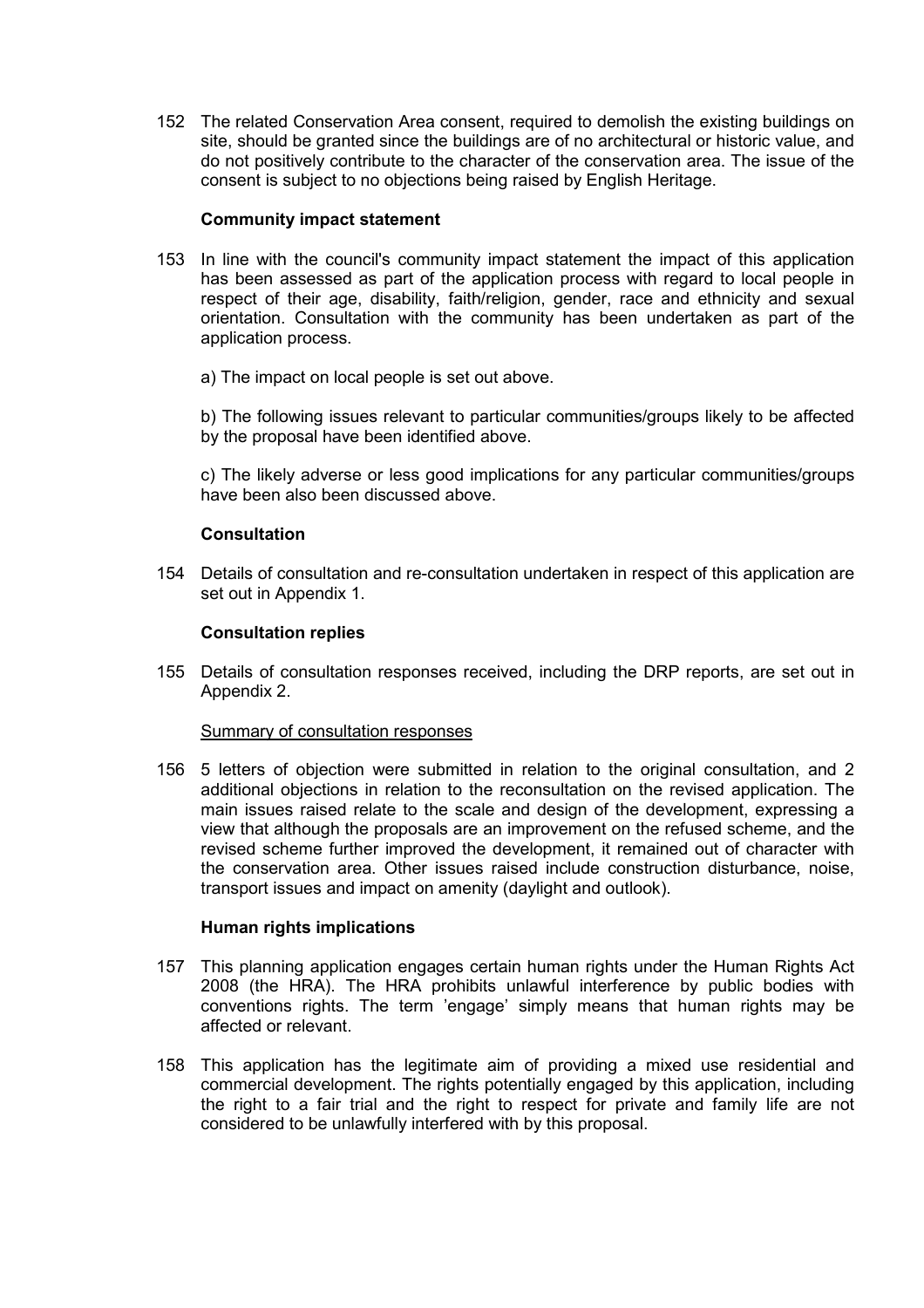152 The related Conservation Area consent, required to demolish the existing buildings on site, should be granted since the buildings are of no architectural or historic value, and do not positively contribute to the character of the conservation area. The issue of the consent is subject to no objections being raised by English Heritage.

**Community impact statement**

153 In line with the council's community impact statement the impact of this application has been assessed as part of the application process with regard to local people in respect of their age, disability, faith/religion, gender, race and ethnicity and sexual orientation. Consultation with the community has been undertaken as part of the application process.

a) The impact on local people is set out above.

b) The following issues relevant to particular communities/groups likely to be affected by the proposal have been identified above.

c) The likely adverse or less good implications for any particular communities/groups have been also been discussed above.

**Consultation**

154 Details of consultation and re-consultation undertaken in respect of this application are set out in Appendix 1.

**Consultation replies**

155 Details of consultation responses received, including the DRP reports, are set out in Appendix 2.

<u>Summary of consultation responses</u>

156 5 letters of objection were submitted in relation to the original consultation, and 2 additional objections in relation to the reconsultation on the revised application. The main issues raised relate to the scale and design of the development, expressing a view that although the proposals are an improvement on the refused scheme, and the revised scheme further improved the development, it remained out of character with the conservation area. Other issues raised include construction disturbance, noise, transport issues and impact on amenity (daylight and outlook).

**Human rights implications**

157 This planning application engages certain human rights under the Human Rights Act 2008 (the HRA). The HRA prohibits unlawful interference by public bodies with conventions rights. The term 'engage' simply means that human rights may be affected or relevant.

158 This application has the legitimate aim of providing a mixed use residential and commercial development. The rights potentially engaged by this application, including the right to a fair trial and the right to respect for private and family life are not considered to be unlawfully interfered with by this proposal.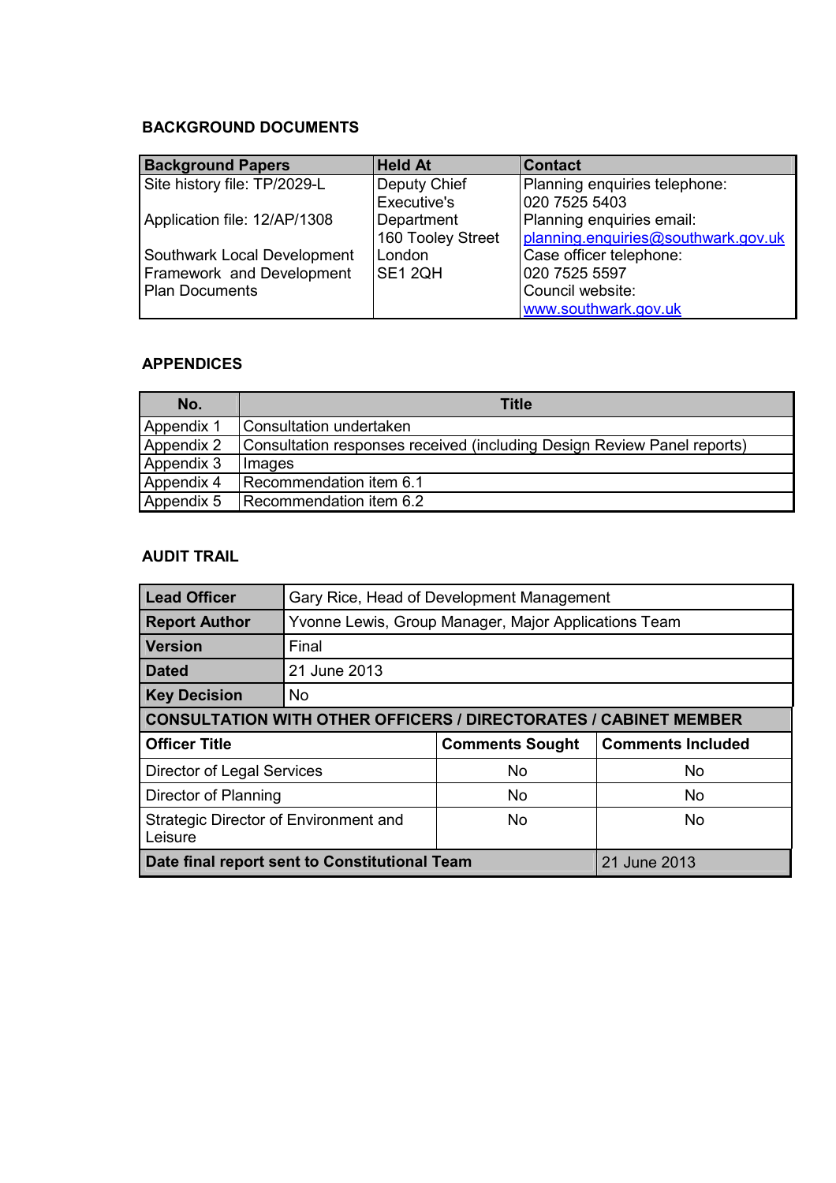## BACKGROUND DOCUMENTS

| Background Papers | Held At | Contact |
| --- | --- | --- |
| Site history file: TP/2029-L<br><br>Application file: 12/AP/1308<br><br>Southwark Local Development Framework and Development Plan Documents | Deputy Chief Executive's Department<br>160 Tooley Street<br>London<br>SE1 2QH | Planning enquiries telephone: 020 7525 5403<br>Planning enquiries email: planning.enquiries@southwark.gov.uk<br>Case officer telephone: 020 7525 5597<br>Council website: www.southwark.gov.uk |

## APPENDICES

| No. | Title |
| --- | --- |
| Appendix 1 | Consultation undertaken |
| Appendix 2 | Consultation responses received (including Design Review Panel reports) |
| Appendix 3 | Images |
| Appendix 4 | Recommendation item 6.1 |
| Appendix 5 | Recommendation item 6.2 |

## AUDIT TRAIL

| | | |
| --- | --- | --- |
| **Lead Officer** | Gary Rice, Head of Development Management | |
| **Report Author** | Yvonne Lewis, Group Manager, Major Applications Team | |
| **Version** | Final | |
| **Dated** | 21 June 2013 | |
| **Key Decision** | No | |
| **CONSULTATION WITH OTHER OFFICERS / DIRECTORATES / CABINET MEMBER** | | |
| **Officer Title** | **Comments Sought** | **Comments Included** |
| Director of Legal Services | No | No |
| Director of Planning | No | No |
| Strategic Director of Environment and Leisure | No | No |
| **Date final report sent to Constitutional Team** | | 21 June 2013 |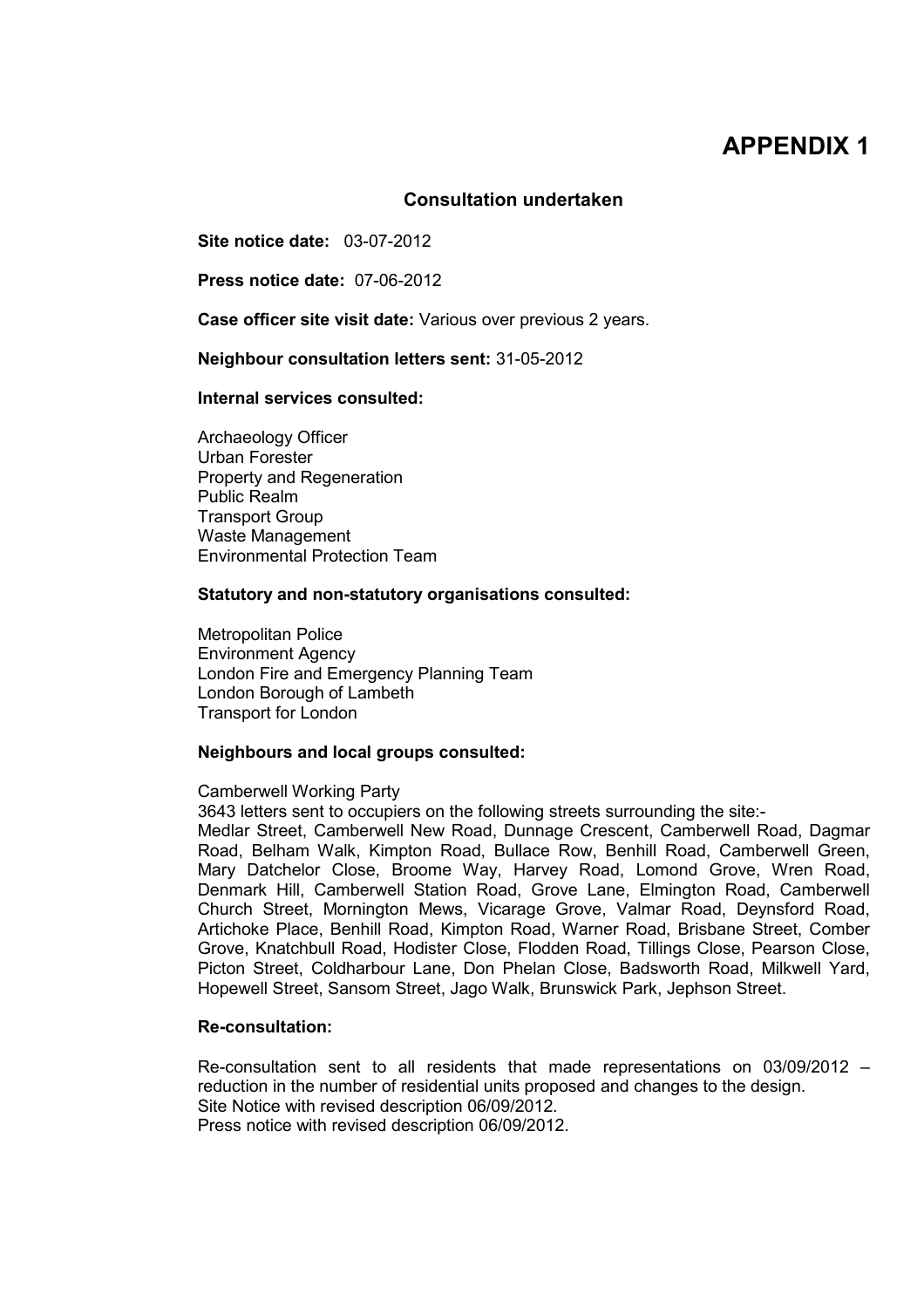# APPENDIX 1

## Consultation undertaken

**Site notice date:** 03-07-2012

**Press notice date:** 07-06-2012

**Case officer site visit date:** Various over previous 2 years.

**Neighbour consultation letters sent:** 31-05-2012

**Internal services consulted:**

Archaeology Officer
Urban Forester
Property and Regeneration
Public Realm
Transport Group
Waste Management
Environmental Protection Team

**Statutory and non-statutory organisations consulted:**

Metropolitan Police
Environment Agency
London Fire and Emergency Planning Team
London Borough of Lambeth
Transport for London

**Neighbours and local groups consulted:**

Camberwell Working Party
3643 letters sent to occupiers on the following streets surrounding the site:-
Medlar Street, Camberwell New Road, Dunnage Crescent, Camberwell Road, Dagmar Road, Belham Walk, Kimpton Road, Bullace Row, Benhill Road, Camberwell Green, Mary Datchelor Close, Broome Way, Harvey Road, Lomond Grove, Wren Road, Denmark Hill, Camberwell Station Road, Grove Lane, Elmington Road, Camberwell Church Street, Mornington Mews, Vicarage Grove, Valmar Road, Deynsford Road, Artichoke Place, Benhill Road, Kimpton Road, Warner Road, Brisbane Street, Comber Grove, Knatchbull Road, Hodister Close, Flodden Road, Tillings Close, Pearson Close, Picton Street, Coldharbour Lane, Don Phelan Close, Badsworth Road, Milkwell Yard, Hopewell Street, Sansom Street, Jago Walk, Brunswick Park, Jephson Street.

**Re-consultation:**

Re-consultation sent to all residents that made representations on 03/09/2012 – reduction in the number of residential units proposed and changes to the design.
Site Notice with revised description 06/09/2012.
Press notice with revised description 06/09/2012.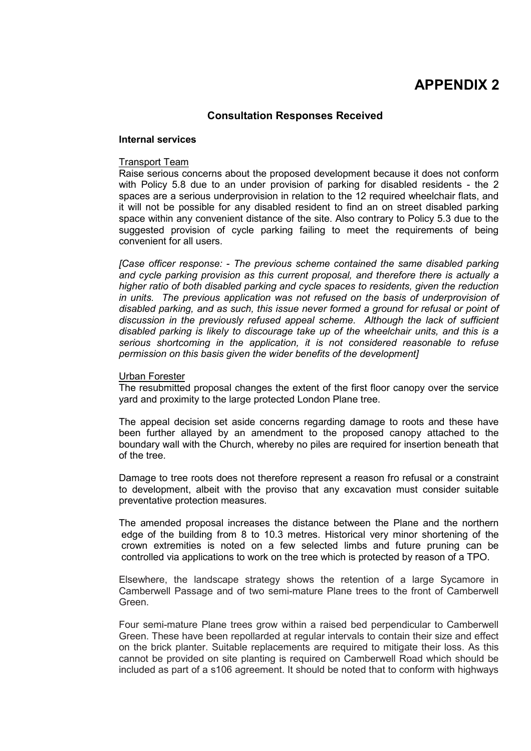# APPENDIX 2

## Consultation Responses Received

**Internal services**

Transport Team

Raise serious concerns about the proposed development because it does not conform with Policy 5.8 due to an under provision of parking for disabled residents - the 2 spaces are a serious underprovision in relation to the 12 required wheelchair flats, and it will not be possible for any disabled resident to find an on street disabled parking space within any convenient distance of the site. Also contrary to Policy 5.3 due to the suggested provision of cycle parking failing to meet the requirements of being convenient for all users.

*[Case officer response: - The previous scheme contained the same disabled parking and cycle parking provision as this current proposal, and therefore there is actually a higher ratio of both disabled parking and cycle spaces to residents, given the reduction in units. The previous application was not refused on the basis of underprovision of disabled parking, and as such, this issue never formed a ground for refusal or point of discussion in the previously refused appeal scheme. Although the lack of sufficient disabled parking is likely to discourage take up of the wheelchair units, and this is a serious shortcoming in the application, it is not considered reasonable to refuse permission on this basis given the wider benefits of the development]*

Urban Forester

The resubmitted proposal changes the extent of the first floor canopy over the service yard and proximity to the large protected London Plane tree.

The appeal decision set aside concerns regarding damage to roots and these have been further allayed by an amendment to the proposed canopy attached to the boundary wall with the Church, whereby no piles are required for insertion beneath that of the tree.

Damage to tree roots does not therefore represent a reason fro refusal or a constraint to development, albeit with the proviso that any excavation must consider suitable preventative protection measures.

The amended proposal increases the distance between the Plane and the northern edge of the building from 8 to 10.3 metres. Historical very minor shortening of the crown extremities is noted on a few selected limbs and future pruning can be controlled via applications to work on the tree which is protected by reason of a TPO.

Elsewhere, the landscape strategy shows the retention of a large Sycamore in Camberwell Passage and of two semi-mature Plane trees to the front of Camberwell Green.

Four semi-mature Plane trees grow within a raised bed perpendicular to Camberwell Green. These have been repollarded at regular intervals to contain their size and effect on the brick planter. Suitable replacements are required to mitigate their loss. As this cannot be provided on site planting is required on Camberwell Road which should be included as part of a s106 agreement. It should be noted that to conform with highways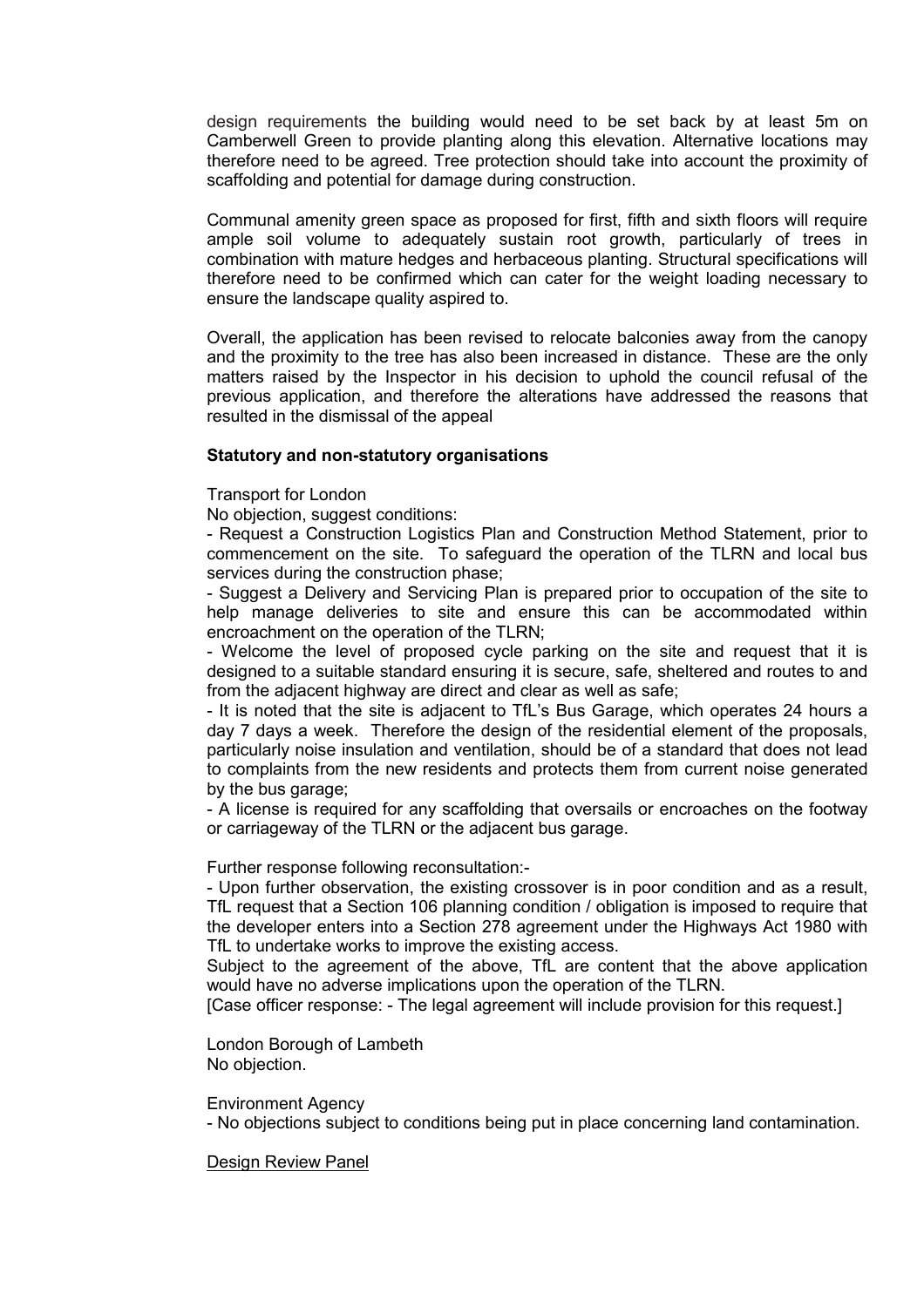design requirements the building would need to be set back by at least 5m on Camberwell Green to provide planting along this elevation. Alternative locations may therefore need to be agreed. Tree protection should take into account the proximity of scaffolding and potential for damage during construction.

Communal amenity green space as proposed for first, fifth and sixth floors will require ample soil volume to adequately sustain root growth, particularly of trees in combination with mature hedges and herbaceous planting. Structural specifications will therefore need to be confirmed which can cater for the weight loading necessary to ensure the landscape quality aspired to.

Overall, the application has been revised to relocate balconies away from the canopy and the proximity to the tree has also been increased in distance. These are the only matters raised by the Inspector in his decision to uphold the council refusal of the previous application, and therefore the alterations have addressed the reasons that resulted in the dismissal of the appeal

**Statutory and non-statutory organisations**

Transport for London

No objection, suggest conditions:

- Request a Construction Logistics Plan and Construction Method Statement, prior to commencement on the site. To safeguard the operation of the TLRN and local bus services during the construction phase;
- Suggest a Delivery and Servicing Plan is prepared prior to occupation of the site to help manage deliveries to site and ensure this can be accommodated within encroachment on the operation of the TLRN;
- Welcome the level of proposed cycle parking on the site and request that it is designed to a suitable standard ensuring it is secure, safe, sheltered and routes to and from the adjacent highway are direct and clear as well as safe;
- It is noted that the site is adjacent to TfL's Bus Garage, which operates 24 hours a day 7 days a week. Therefore the design of the residential element of the proposals, particularly noise insulation and ventilation, should be of a standard that does not lead to complaints from the new residents and protects them from current noise generated by the bus garage;
- A license is required for any scaffolding that oversails or encroaches on the footway or carriageway of the TLRN or the adjacent bus garage.

Further response following reconsultation:-

- Upon further observation, the existing crossover is in poor condition and as a result, TfL request that a Section 106 planning condition / obligation is imposed to require that the developer enters into a Section 278 agreement under the Highways Act 1980 with TfL to undertake works to improve the existing access.

Subject to the agreement of the above, TfL are content that the above application would have no adverse implications upon the operation of the TLRN.

[Case officer response: - The legal agreement will include provision for this request.]

London Borough of Lambeth

No objection.

Environment Agency

- No objections subject to conditions being put in place concerning land contamination.

Design Review Panel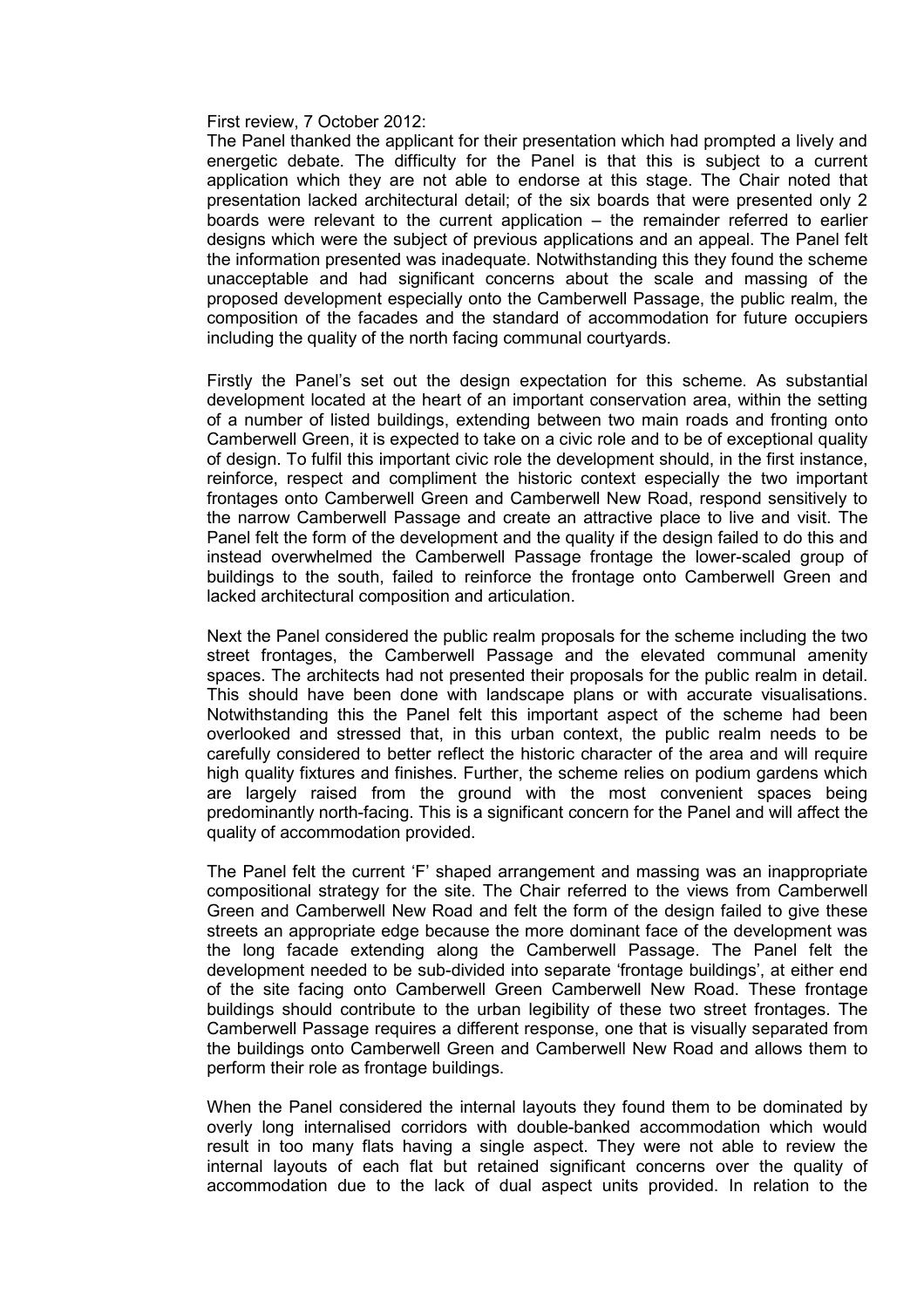First review, 7 October 2012:

The Panel thanked the applicant for their presentation which had prompted a lively and energetic debate. The difficulty for the Panel is that this is subject to a current application which they are not able to endorse at this stage. The Chair noted that presentation lacked architectural detail; of the six boards that were presented only 2 boards were relevant to the current application – the remainder referred to earlier designs which were the subject of previous applications and an appeal. The Panel felt the information presented was inadequate. Notwithstanding this they found the scheme unacceptable and had significant concerns about the scale and massing of the proposed development especially onto the Camberwell Passage, the public realm, the composition of the facades and the standard of accommodation for future occupiers including the quality of the north facing communal courtyards.

Firstly the Panel's set out the design expectation for this scheme. As substantial development located at the heart of an important conservation area, within the setting of a number of listed buildings, extending between two main roads and fronting onto Camberwell Green, it is expected to take on a civic role and to be of exceptional quality of design. To fulfil this important civic role the development should, in the first instance, reinforce, respect and compliment the historic context especially the two important frontages onto Camberwell Green and Camberwell New Road, respond sensitively to the narrow Camberwell Passage and create an attractive place to live and visit. The Panel felt the form of the development and the quality if the design failed to do this and instead overwhelmed the Camberwell Passage frontage the lower-scaled group of buildings to the south, failed to reinforce the frontage onto Camberwell Green and lacked architectural composition and articulation.

Next the Panel considered the public realm proposals for the scheme including the two street frontages, the Camberwell Passage and the elevated communal amenity spaces. The architects had not presented their proposals for the public realm in detail. This should have been done with landscape plans or with accurate visualisations. Notwithstanding this the Panel felt this important aspect of the scheme had been overlooked and stressed that, in this urban context, the public realm needs to be carefully considered to better reflect the historic character of the area and will require high quality fixtures and finishes. Further, the scheme relies on podium gardens which are largely raised from the ground with the most convenient spaces being predominantly north-facing. This is a significant concern for the Panel and will affect the quality of accommodation provided.

The Panel felt the current 'F' shaped arrangement and massing was an inappropriate compositional strategy for the site. The Chair referred to the views from Camberwell Green and Camberwell New Road and felt the form of the design failed to give these streets an appropriate edge because the more dominant face of the development was the long facade extending along the Camberwell Passage. The Panel felt the development needed to be sub-divided into separate 'frontage buildings', at either end of the site facing onto Camberwell Green Camberwell New Road. These frontage buildings should contribute to the urban legibility of these two street frontages. The Camberwell Passage requires a different response, one that is visually separated from the buildings onto Camberwell Green and Camberwell New Road and allows them to perform their role as frontage buildings.

When the Panel considered the internal layouts they found them to be dominated by overly long internalised corridors with double-banked accommodation which would result in too many flats having a single aspect. They were not able to review the internal layouts of each flat but retained significant concerns over the quality of accommodation due to the lack of dual aspect units provided. In relation to the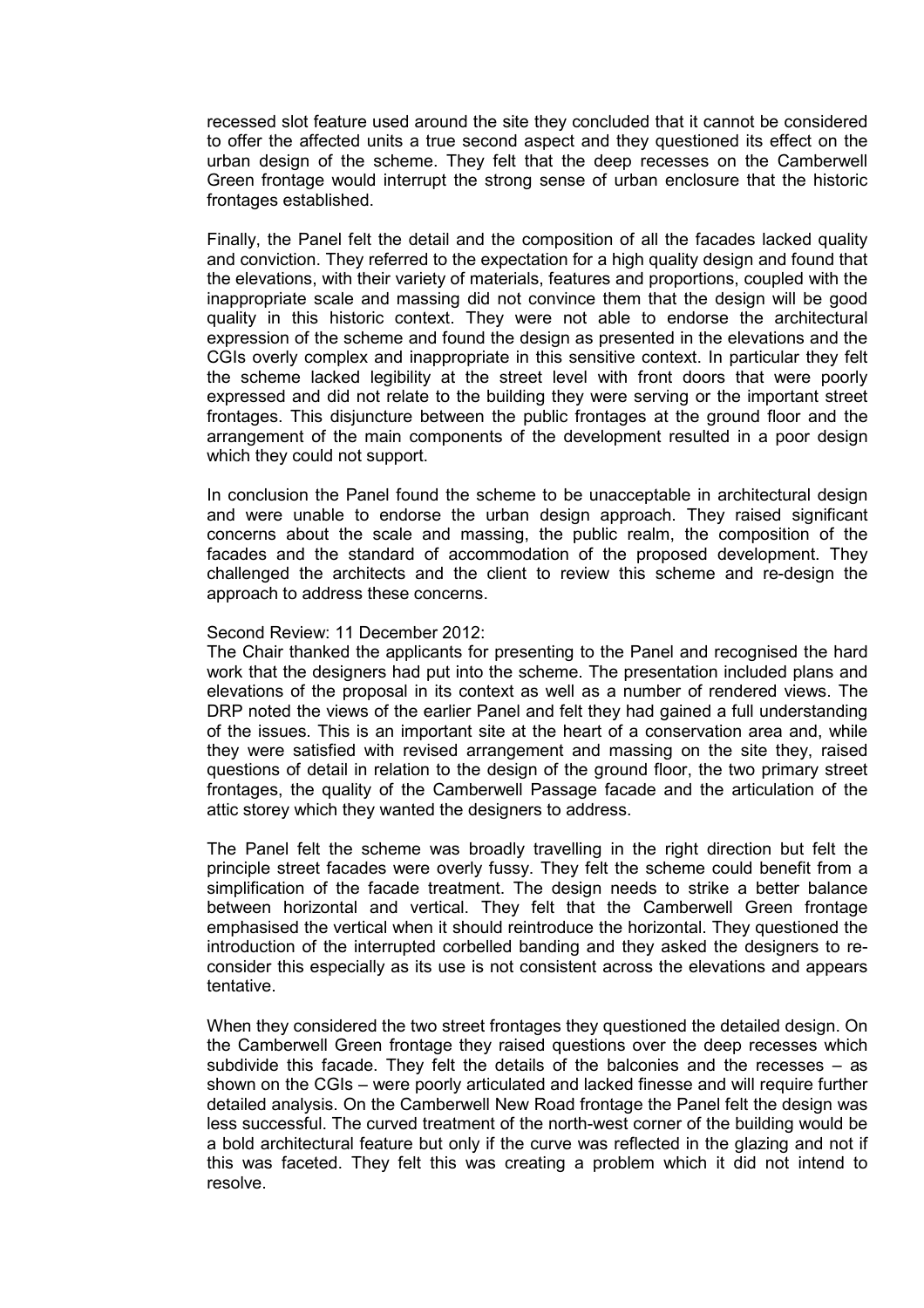recessed slot feature used around the site they concluded that it cannot be considered to offer the affected units a true second aspect and they questioned its effect on the urban design of the scheme. They felt that the deep recesses on the Camberwell Green frontage would interrupt the strong sense of urban enclosure that the historic frontages established.

Finally, the Panel felt the detail and the composition of all the facades lacked quality and conviction. They referred to the expectation for a high quality design and found that the elevations, with their variety of materials, features and proportions, coupled with the inappropriate scale and massing did not convince them that the design will be good quality in this historic context. They were not able to endorse the architectural expression of the scheme and found the design as presented in the elevations and the CGIs overly complex and inappropriate in this sensitive context. In particular they felt the scheme lacked legibility at the street level with front doors that were poorly expressed and did not relate to the building they were serving or the important street frontages. This disjuncture between the public frontages at the ground floor and the arrangement of the main components of the development resulted in a poor design which they could not support.

In conclusion the Panel found the scheme to be unacceptable in architectural design and were unable to endorse the urban design approach. They raised significant concerns about the scale and massing, the public realm, the composition of the facades and the standard of accommodation of the proposed development. They challenged the architects and the client to review this scheme and re-design the approach to address these concerns.

Second Review: 11 December 2012:
The Chair thanked the applicants for presenting to the Panel and recognised the hard work that the designers had put into the scheme. The presentation included plans and elevations of the proposal in its context as well as a number of rendered views. The DRP noted the views of the earlier Panel and felt they had gained a full understanding of the issues. This is an important site at the heart of a conservation area and, while they were satisfied with revised arrangement and massing on the site they, raised questions of detail in relation to the design of the ground floor, the two primary street frontages, the quality of the Camberwell Passage facade and the articulation of the attic storey which they wanted the designers to address.

The Panel felt the scheme was broadly travelling in the right direction but felt the principle street facades were overly fussy. They felt the scheme could benefit from a simplification of the facade treatment. The design needs to strike a better balance between horizontal and vertical. They felt that the Camberwell Green frontage emphasised the vertical when it should reintroduce the horizontal. They questioned the introduction of the interrupted corbelled banding and they asked the designers to re-consider this especially as its use is not consistent across the elevations and appears tentative.

When they considered the two street frontages they questioned the detailed design. On the Camberwell Green frontage they raised questions over the deep recesses which subdivide this facade. They felt the details of the balconies and the recesses – as shown on the CGIs – were poorly articulated and lacked finesse and will require further detailed analysis. On the Camberwell New Road frontage the Panel felt the design was less successful. The curved treatment of the north-west corner of the building would be a bold architectural feature but only if the curve was reflected in the glazing and not if this was faceted. They felt this was creating a problem which it did not intend to resolve.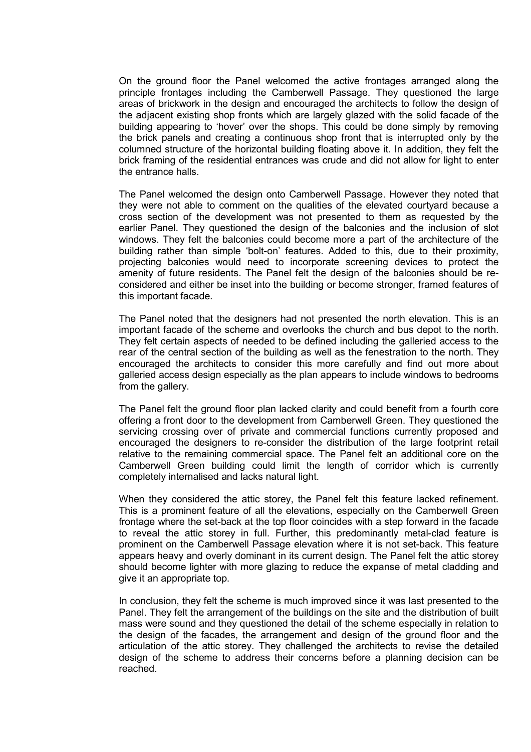On the ground floor the Panel welcomed the active frontages arranged along the principle frontages including the Camberwell Passage. They questioned the large areas of brickwork in the design and encouraged the architects to follow the design of the adjacent existing shop fronts which are largely glazed with the solid facade of the building appearing to 'hover' over the shops. This could be done simply by removing the brick panels and creating a continuous shop front that is interrupted only by the columned structure of the horizontal building floating above it. In addition, they felt the brick framing of the residential entrances was crude and did not allow for light to enter the entrance halls.

The Panel welcomed the design onto Camberwell Passage. However they noted that they were not able to comment on the qualities of the elevated courtyard because a cross section of the development was not presented to them as requested by the earlier Panel. They questioned the design of the balconies and the inclusion of slot windows. They felt the balconies could become more a part of the architecture of the building rather than simple 'bolt-on' features. Added to this, due to their proximity, projecting balconies would need to incorporate screening devices to protect the amenity of future residents. The Panel felt the design of the balconies should be re-considered and either be inset into the building or become stronger, framed features of this important facade.

The Panel noted that the designers had not presented the north elevation. This is an important facade of the scheme and overlooks the church and bus depot to the north. They felt certain aspects of needed to be defined including the galleried access to the rear of the central section of the building as well as the fenestration to the north. They encouraged the architects to consider this more carefully and find out more about galleried access design especially as the plan appears to include windows to bedrooms from the gallery.

The Panel felt the ground floor plan lacked clarity and could benefit from a fourth core offering a front door to the development from Camberwell Green. They questioned the servicing crossing over of private and commercial functions currently proposed and encouraged the designers to re-consider the distribution of the large footprint retail relative to the remaining commercial space. The Panel felt an additional core on the Camberwell Green building could limit the length of corridor which is currently completely internalised and lacks natural light.

When they considered the attic storey, the Panel felt this feature lacked refinement. This is a prominent feature of all the elevations, especially on the Camberwell Green frontage where the set-back at the top floor coincides with a step forward in the facade to reveal the attic storey in full. Further, this predominantly metal-clad feature is prominent on the Camberwell Passage elevation where it is not set-back. This feature appears heavy and overly dominant in its current design. The Panel felt the attic storey should become lighter with more glazing to reduce the expanse of metal cladding and give it an appropriate top.

In conclusion, they felt the scheme is much improved since it was last presented to the Panel. They felt the arrangement of the buildings on the site and the distribution of built mass were sound and they questioned the detail of the scheme especially in relation to the design of the facades, the arrangement and design of the ground floor and the articulation of the attic storey. They challenged the architects to revise the detailed design of the scheme to address their concerns before a planning decision can be reached.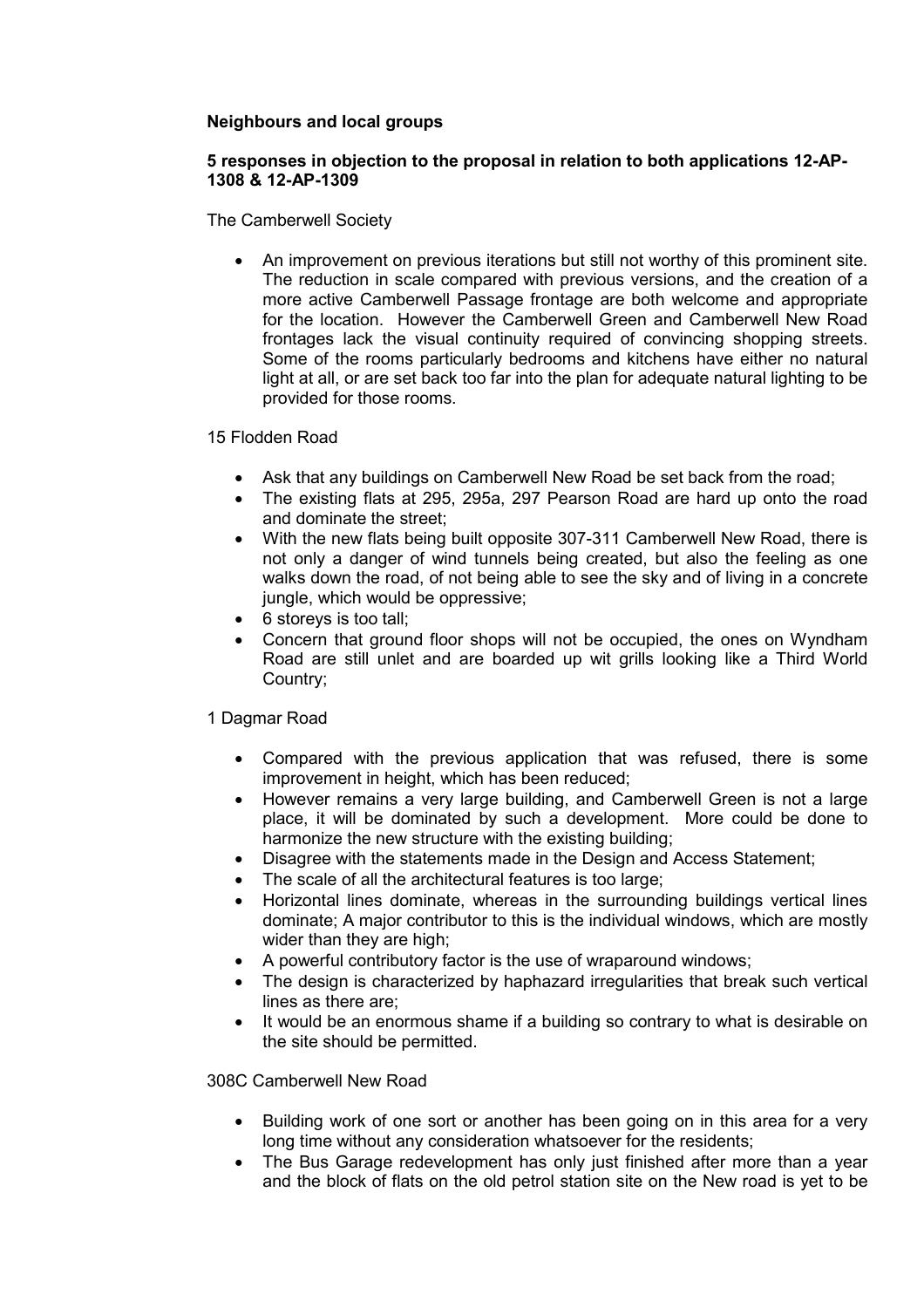**Neighbours and local groups**

**5 responses in objection to the proposal in relation to both applications 12-AP-1308 & 12-AP-1309**

The Camberwell Society

- An improvement on previous iterations but still not worthy of this prominent site. The reduction in scale compared with previous versions, and the creation of a more active Camberwell Passage frontage are both welcome and appropriate for the location. However the Camberwell Green and Camberwell New Road frontages lack the visual continuity required of convincing shopping streets. Some of the rooms particularly bedrooms and kitchens have either no natural light at all, or are set back too far into the plan for adequate natural lighting to be provided for those rooms.

15 Flodden Road

- Ask that any buildings on Camberwell New Road be set back from the road;
- The existing flats at 295, 295a, 297 Pearson Road are hard up onto the road and dominate the street;
- With the new flats being built opposite 307-311 Camberwell New Road, there is not only a danger of wind tunnels being created, but also the feeling as one walks down the road, of not being able to see the sky and of living in a concrete jungle, which would be oppressive;
- 6 storeys is too tall;
- Concern that ground floor shops will not be occupied, the ones on Wyndham Road are still unlet and are boarded up wit grills looking like a Third World Country;

1 Dagmar Road

- Compared with the previous application that was refused, there is some improvement in height, which has been reduced;
- However remains a very large building, and Camberwell Green is not a large place, it will be dominated by such a development. More could be done to harmonize the new structure with the existing building;
- Disagree with the statements made in the Design and Access Statement;
- The scale of all the architectural features is too large;
- Horizontal lines dominate, whereas in the surrounding buildings vertical lines dominate; A major contributor to this is the individual windows, which are mostly wider than they are high;
- A powerful contributory factor is the use of wraparound windows;
- The design is characterized by haphazard irregularities that break such vertical lines as there are;
- It would be an enormous shame if a building so contrary to what is desirable on the site should be permitted.

308C Camberwell New Road

- Building work of one sort or another has been going on in this area for a very long time without any consideration whatsoever for the residents;
- The Bus Garage redevelopment has only just finished after more than a year and the block of flats on the old petrol station site on the New road is yet to be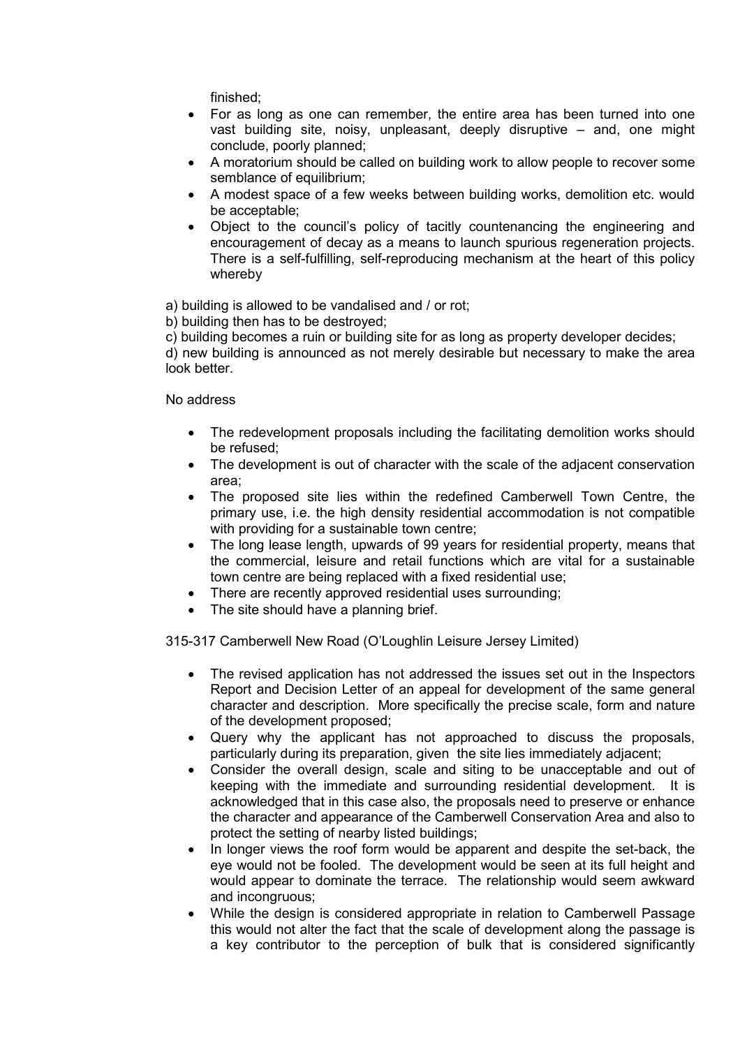finished;

- For as long as one can remember, the entire area has been turned into one vast building site, noisy, unpleasant, deeply disruptive – and, one might conclude, poorly planned;
- A moratorium should be called on building work to allow people to recover some semblance of equilibrium;
- A modest space of a few weeks between building works, demolition etc. would be acceptable;
- Object to the council's policy of tacitly countenancing the engineering and encouragement of decay as a means to launch spurious regeneration projects. There is a self-fulfilling, self-reproducing mechanism at the heart of this policy whereby

a) building is allowed to be vandalised and / or rot;

b) building then has to be destroyed;

c) building becomes a ruin or building site for as long as property developer decides;

d) new building is announced as not merely desirable but necessary to make the area look better.

No address

- The redevelopment proposals including the facilitating demolition works should be refused;
- The development is out of character with the scale of the adjacent conservation area;
- The proposed site lies within the redefined Camberwell Town Centre, the primary use, i.e. the high density residential accommodation is not compatible with providing for a sustainable town centre;
- The long lease length, upwards of 99 years for residential property, means that the commercial, leisure and retail functions which are vital for a sustainable town centre are being replaced with a fixed residential use;
- There are recently approved residential uses surrounding;
- The site should have a planning brief.

315-317 Camberwell New Road (O'Loughlin Leisure Jersey Limited)

- The revised application has not addressed the issues set out in the Inspectors Report and Decision Letter of an appeal for development of the same general character and description. More specifically the precise scale, form and nature of the development proposed;
- Query why the applicant has not approached to discuss the proposals, particularly during its preparation, given the site lies immediately adjacent;
- Consider the overall design, scale and siting to be unacceptable and out of keeping with the immediate and surrounding residential development. It is acknowledged that in this case also, the proposals need to preserve or enhance the character and appearance of the Camberwell Conservation Area and also to protect the setting of nearby listed buildings;
- In longer views the roof form would be apparent and despite the set-back, the eye would not be fooled. The development would be seen at its full height and would appear to dominate the terrace. The relationship would seem awkward and incongruous;
- While the design is considered appropriate in relation to Camberwell Passage this would not alter the fact that the scale of development along the passage is a key contributor to the perception of bulk that is considered significantly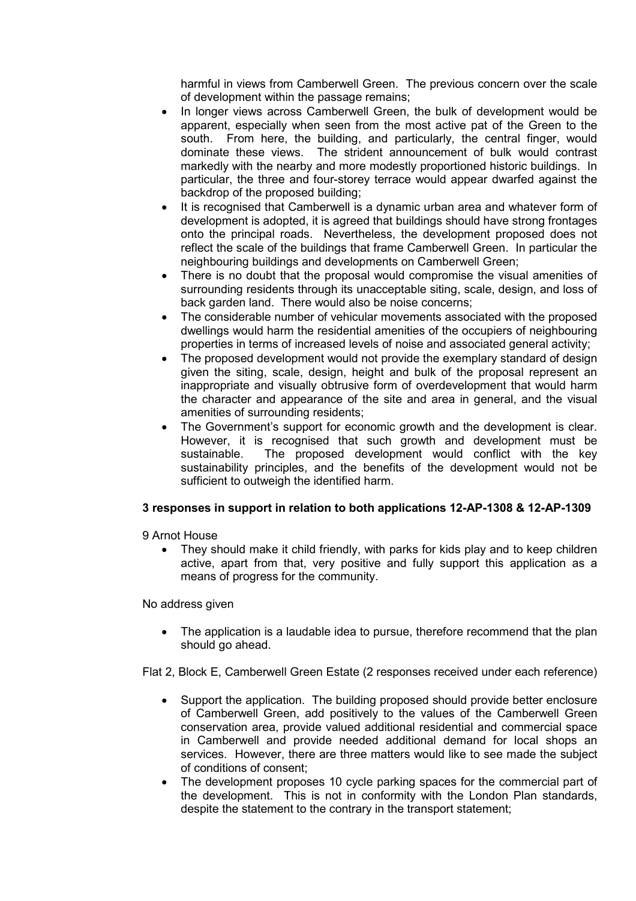harmful in views from Camberwell Green. The previous concern over the scale of development within the passage remains;

- In longer views across Camberwell Green, the bulk of development would be apparent, especially when seen from the most active pat of the Green to the south. From here, the building, and particularly, the central finger, would dominate these views. The strident announcement of bulk would contrast markedly with the nearby and more modestly proportioned historic buildings. In particular, the three and four-storey terrace would appear dwarfed against the backdrop of the proposed building;
- It is recognised that Camberwell is a dynamic urban area and whatever form of development is adopted, it is agreed that buildings should have strong frontages onto the principal roads. Nevertheless, the development proposed does not reflect the scale of the buildings that frame Camberwell Green. In particular the neighbouring buildings and developments on Camberwell Green;
- There is no doubt that the proposal would compromise the visual amenities of surrounding residents through its unacceptable siting, scale, design, and loss of back garden land. There would also be noise concerns;
- The considerable number of vehicular movements associated with the proposed dwellings would harm the residential amenities of the occupiers of neighbouring properties in terms of increased levels of noise and associated general activity;
- The proposed development would not provide the exemplary standard of design given the siting, scale, design, height and bulk of the proposal represent an inappropriate and visually obtrusive form of overdevelopment that would harm the character and appearance of the site and area in general, and the visual amenities of surrounding residents;
- The Government's support for economic growth and the development is clear. However, it is recognised that such growth and development must be sustainable. The proposed development would conflict with the key sustainability principles, and the benefits of the development would not be sufficient to outweigh the identified harm.

**3 responses in support in relation to both applications 12-AP-1308 & 12-AP-1309**

9 Arnot House

- They should make it child friendly, with parks for kids play and to keep children active, apart from that, very positive and fully support this application as a means of progress for the community.

No address given

- The application is a laudable idea to pursue, therefore recommend that the plan should go ahead.

Flat 2, Block E, Camberwell Green Estate (2 responses received under each reference)

- Support the application. The building proposed should provide better enclosure of Camberwell Green, add positively to the values of the Camberwell Green conservation area, provide valued additional residential and commercial space in Camberwell and provide needed additional demand for local shops an services. However, there are three matters would like to see made the subject of conditions of consent;
- The development proposes 10 cycle parking spaces for the commercial part of the development. This is not in conformity with the London Plan standards, despite the statement to the contrary in the transport statement;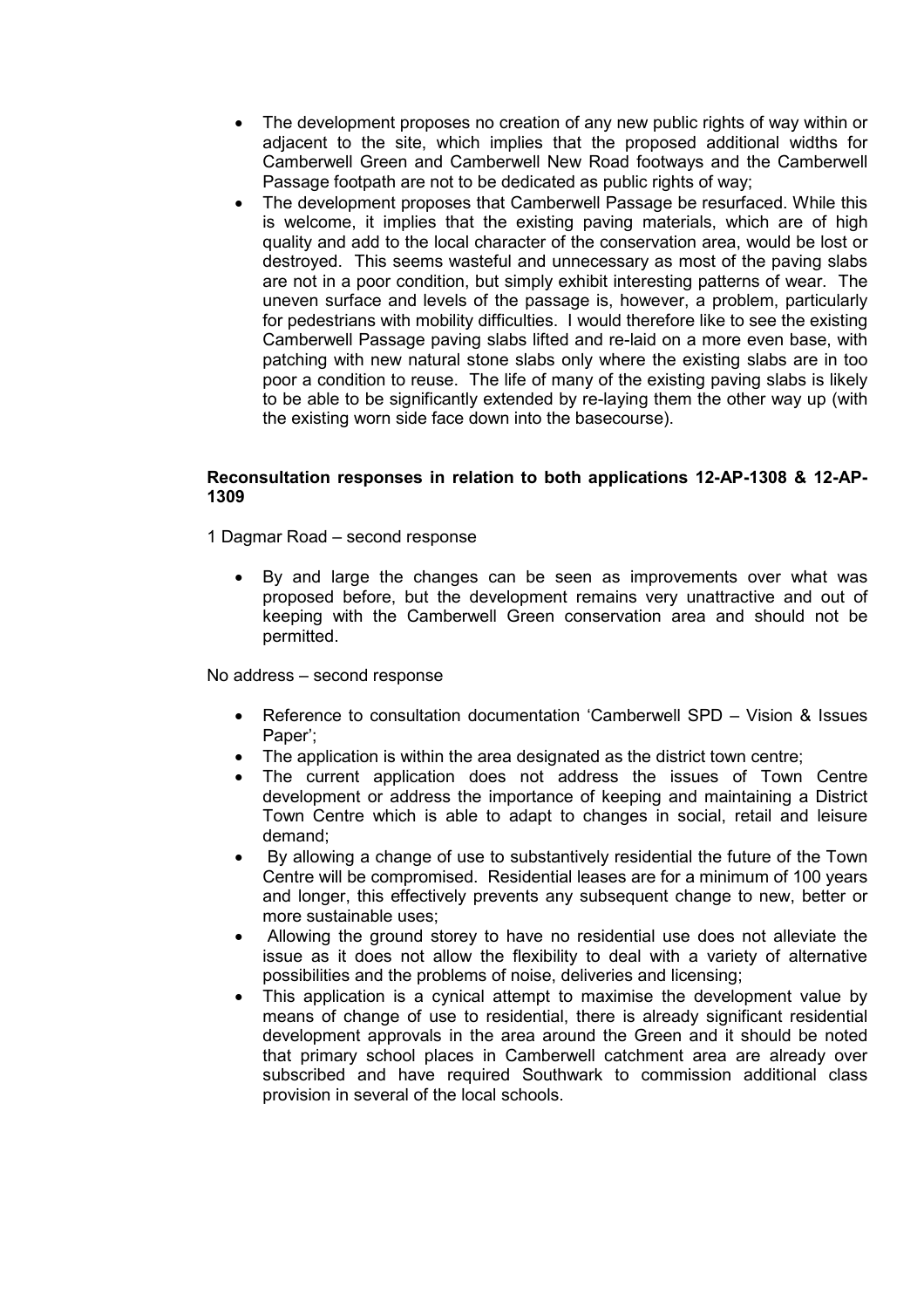- The development proposes no creation of any new public rights of way within or adjacent to the site, which implies that the proposed additional widths for Camberwell Green and Camberwell New Road footways and the Camberwell Passage footpath are not to be dedicated as public rights of way;
- The development proposes that Camberwell Passage be resurfaced. While this is welcome, it implies that the existing paving materials, which are of high quality and add to the local character of the conservation area, would be lost or destroyed. This seems wasteful and unnecessary as most of the paving slabs are not in a poor condition, but simply exhibit interesting patterns of wear. The uneven surface and levels of the passage is, however, a problem, particularly for pedestrians with mobility difficulties. I would therefore like to see the existing Camberwell Passage paving slabs lifted and re-laid on a more even base, with patching with new natural stone slabs only where the existing slabs are in too poor a condition to reuse. The life of many of the existing paving slabs is likely to be able to be significantly extended by re-laying them the other way up (with the existing worn side face down into the basecourse).

**Reconsultation responses in relation to both applications 12-AP-1308 & 12-AP-1309**

1 Dagmar Road – second response

- By and large the changes can be seen as improvements over what was proposed before, but the development remains very unattractive and out of keeping with the Camberwell Green conservation area and should not be permitted.

No address – second response

- Reference to consultation documentation 'Camberwell SPD – Vision & Issues Paper';
- The application is within the area designated as the district town centre;
- The current application does not address the issues of Town Centre development or address the importance of keeping and maintaining a District Town Centre which is able to adapt to changes in social, retail and leisure demand;
- By allowing a change of use to substantively residential the future of the Town Centre will be compromised. Residential leases are for a minimum of 100 years and longer, this effectively prevents any subsequent change to new, better or more sustainable uses;
- Allowing the ground storey to have no residential use does not alleviate the issue as it does not allow the flexibility to deal with a variety of alternative possibilities and the problems of noise, deliveries and licensing;
- This application is a cynical attempt to maximise the development value by means of change of use to residential, there is already significant residential development approvals in the area around the Green and it should be noted that primary school places in Camberwell catchment area are already over subscribed and have required Southwark to commission additional class provision in several of the local schools.